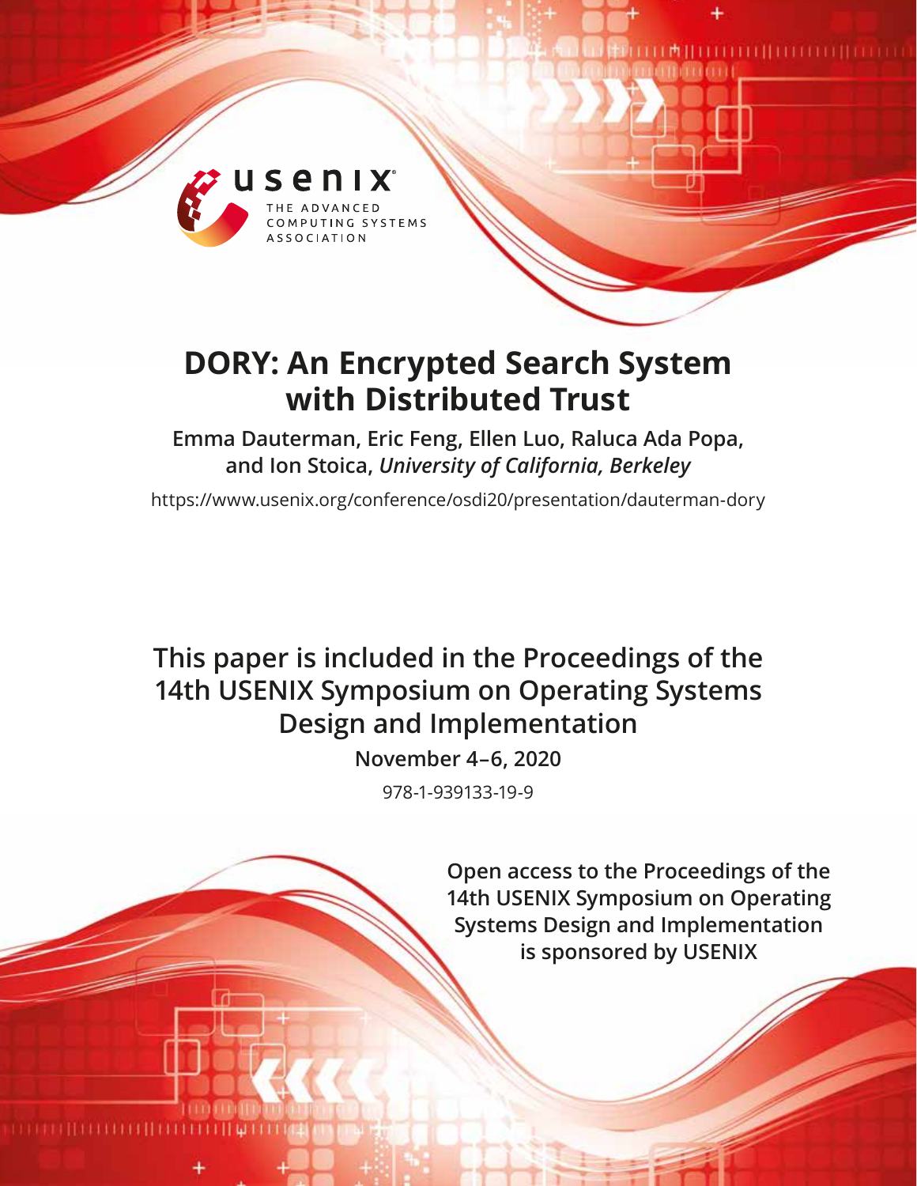# DORY: An Encrypted Search System with Distributed Trust

**Emma Dauterman, Eric Feng, Ellen Luo, Raluca Ada Popa, and Ion Stoica,** ***University of California, Berkeley***

https://www.usenix.org/conference/osdi20/presentation/dauterman-dory

**This paper is included in the Proceedings of the 14th USENIX Symposium on Operating Systems Design and Implementation**

**November 4–6, 2020**

978-1-939133-19-9

**Open access to the Proceedings of the 14th USENIX Symposium on Operating Systems Design and Implementation is sponsored by USENIX**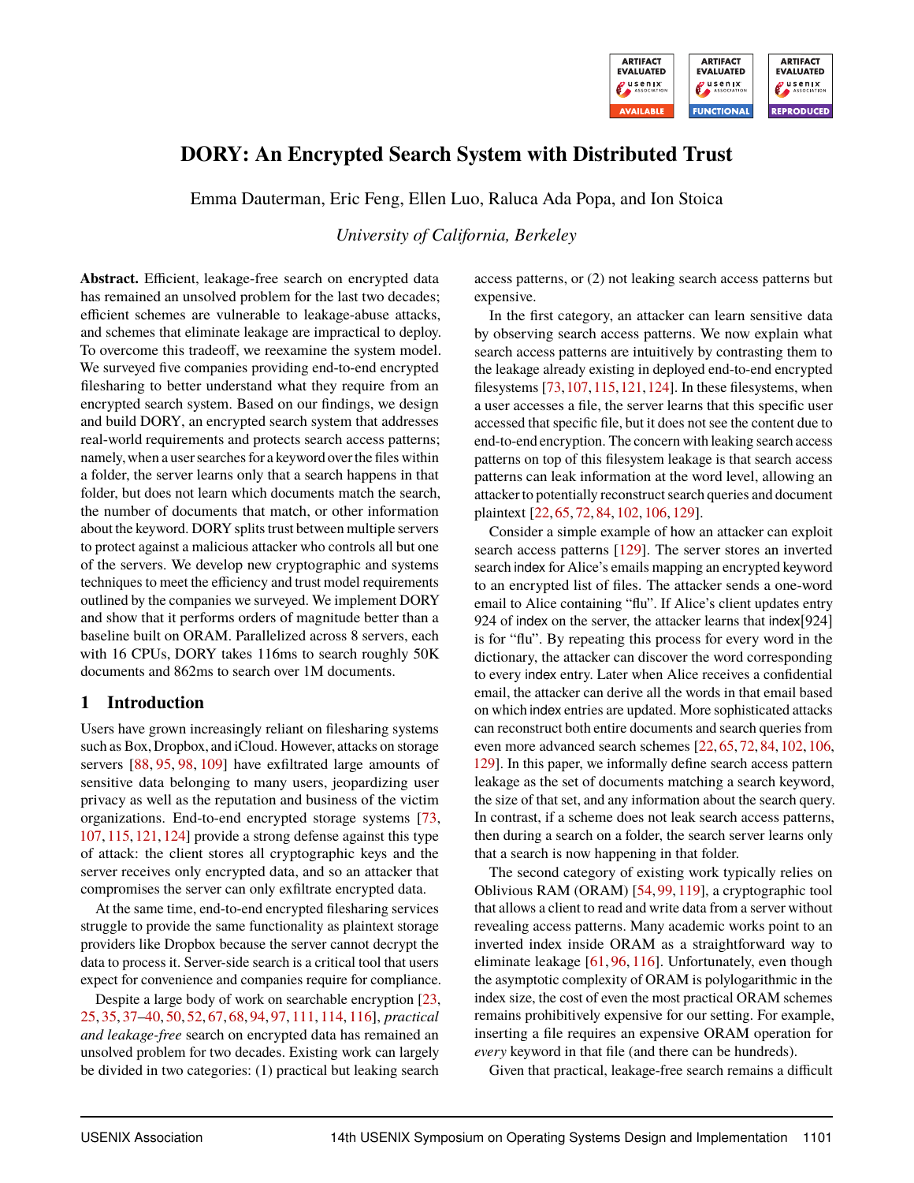# DORY: An Encrypted Search System with Distributed Trust

Emma Dauterman, Eric Feng, Ellen Luo, Raluca Ada Popa, and Ion Stoica

*University of California, Berkeley*

**Abstract.** Efficient, leakage-free search on encrypted data has remained an unsolved problem for the last two decades; efficient schemes are vulnerable to leakage-abuse attacks, and schemes that eliminate leakage are impractical to deploy. To overcome this tradeoff, we reexamine the system model. We surveyed five companies providing end-to-end encrypted filesharing to better understand what they require from an encrypted search system. Based on our findings, we design and build DORY, an encrypted search system that addresses real-world requirements and protects search access patterns; namely, when a user searches for a keyword over the files within a folder, the server learns only that a search happens in that folder, but does not learn which documents match the search, the number of documents that match, or other information about the keyword. DORY splits trust between multiple servers to protect against a malicious attacker who controls all but one of the servers. We develop new cryptographic and systems techniques to meet the efficiency and trust model requirements outlined by the companies we surveyed. We implement DORY and show that it performs orders of magnitude better than a baseline built on ORAM. Parallelized across 8 servers, each with 16 CPUs, DORY takes 116ms to search roughly 50K documents and 862ms to search over 1M documents.

## 1 Introduction

Users have grown increasingly reliant on filesharing systems such as Box, Dropbox, and iCloud. However, attacks on storage servers [88, 95, 98, 109] have exfiltrated large amounts of sensitive data belonging to many users, jeopardizing user privacy as well as the reputation and business of the victim organizations. End-to-end encrypted storage systems [73, 107, 115, 121, 124] provide a strong defense against this type of attack: the client stores all cryptographic keys and the server receives only encrypted data, and so an attacker that compromises the server can only exfiltrate encrypted data.

At the same time, end-to-end encrypted filesharing services struggle to provide the same functionality as plaintext storage providers like Dropbox because the server cannot decrypt the data to process it. Server-side search is a critical tool that users expect for convenience and companies require for compliance.

Despite a large body of work on searchable encryption [23, 25, 35, 37–40, 50, 52, 67, 68, 94, 97, 111, 114, 116], *practical and leakage-free* search on encrypted data has remained an unsolved problem for two decades. Existing work can largely be divided in two categories: (1) practical but leaking search access patterns, or (2) not leaking search access patterns but expensive.

In the first category, an attacker can learn sensitive data by observing search access patterns. We now explain what search access patterns are intuitively by contrasting them to the leakage already existing in deployed end-to-end encrypted filesystems [73, 107, 115, 121, 124]. In these filesystems, when a user accesses a file, the server learns that this specific user accessed that specific file, but it does not see the content due to end-to-end encryption. The concern with leaking search access patterns on top of this filesystem leakage is that search access patterns can leak information at the word level, allowing an attacker to potentially reconstruct search queries and document plaintext [22, 65, 72, 84, 102, 106, 129].

Consider a simple example of how an attacker can exploit search access patterns [129]. The server stores an inverted search index for Alice's emails mapping an encrypted keyword to an encrypted list of files. The attacker sends a one-word email to Alice containing "flu". If Alice's client updates entry 924 of index on the server, the attacker learns that index[924] is for "flu". By repeating this process for every word in the dictionary, the attacker can discover the word corresponding to every index entry. Later when Alice receives a confidential email, the attacker can derive all the words in that email based on which index entries are updated. More sophisticated attacks can reconstruct both entire documents and search queries from even more advanced search schemes [22, 65, 72, 84, 102, 106, 129]. In this paper, we informally define search access pattern leakage as the set of documents matching a search keyword, the size of that set, and any information about the search query. In contrast, if a scheme does not leak search access patterns, then during a search on a folder, the search server learns only that a search is now happening in that folder.

The second category of existing work typically relies on Oblivious RAM (ORAM) [54, 99, 119], a cryptographic tool that allows a client to read and write data from a server without revealing access patterns. Many academic works point to an inverted index inside ORAM as a straightforward way to eliminate leakage [61, 96, 116]. Unfortunately, even though the asymptotic complexity of ORAM is polylogarithmic in the index size, the cost of even the most practical ORAM schemes remains prohibitively expensive for our setting. For example, inserting a file requires an expensive ORAM operation for *every* keyword in that file (and there can be hundreds).

Given that practical, leakage-free search remains a difficult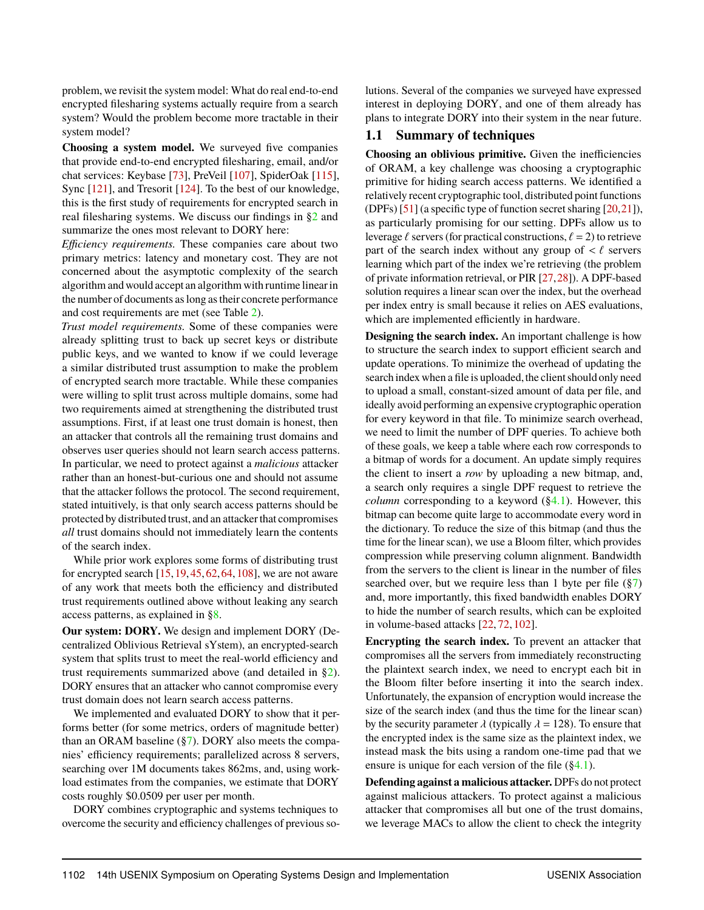problem, we revisit the system model: What do real end-to-end encrypted filesharing systems actually require from a search system? Would the problem become more tractable in their system model?

**Choosing a system model.** We surveyed five companies that provide end-to-end encrypted filesharing, email, and/or chat services: Keybase [73], PreVeil [107], SpiderOak [115], Sync [121], and Tresorit [124]. To the best of our knowledge, this is the first study of requirements for encrypted search in real filesharing systems. We discuss our findings in §2 and summarize the ones most relevant to DORY here:

*Efficiency requirements.* These companies care about two primary metrics: latency and monetary cost. They are not concerned about the asymptotic complexity of the search algorithm and would accept an algorithm with runtime linear in the number of documents as long as their concrete performance and cost requirements are met (see Table 2).

*Trust model requirements.* Some of these companies were already splitting trust to back up secret keys or distribute public keys, and we wanted to know if we could leverage a similar distributed trust assumption to make the problem of encrypted search more tractable. While these companies were willing to split trust across multiple domains, some had two requirements aimed at strengthening the distributed trust assumptions. First, if at least one trust domain is honest, then an attacker that controls all the remaining trust domains and observes user queries should not learn search access patterns. In particular, we need to protect against a *malicious* attacker rather than an honest-but-curious one and should not assume that the attacker follows the protocol. The second requirement, stated intuitively, is that only search access patterns should be protected by distributed trust, and an attacker that compromises *all* trust domains should not immediately learn the contents of the search index.

While prior work explores some forms of distributing trust for encrypted search [15, 19, 45, 62, 64, 108], we are not aware of any work that meets both the efficiency and distributed trust requirements outlined above without leaking any search access patterns, as explained in §8.

**Our system: DORY.** We design and implement DORY (Decentralized Oblivious Retrieval sYstem), an encrypted-search system that splits trust to meet the real-world efficiency and trust requirements summarized above (and detailed in §2). DORY ensures that an attacker who cannot compromise every trust domain does not learn search access patterns.

We implemented and evaluated DORY to show that it performs better (for some metrics, orders of magnitude better) than an ORAM baseline (§7). DORY also meets the companies' efficiency requirements; parallelized across 8 servers, searching over 1M documents takes 862ms, and, using workload estimates from the companies, we estimate that DORY costs roughly \$0.0509 per user per month.

DORY combines cryptographic and systems techniques to overcome the security and efficiency challenges of previous solutions. Several of the companies we surveyed have expressed interest in deploying DORY, and one of them already has plans to integrate DORY into their system in the near future.

## 1.1 Summary of techniques

**Choosing an oblivious primitive.** Given the inefficiencies of ORAM, a key challenge was choosing a cryptographic primitive for hiding search access patterns. We identified a relatively recent cryptographic tool, distributed point functions (DPFs) [51] (a specific type of function secret sharing [20, 21]), as particularly promising for our setting. DPFs allow us to leverage $\ell$ servers (for practical constructions, $\ell = 2$) to retrieve part of the search index without any group of $< \ell$ servers learning which part of the index we're retrieving (the problem of private information retrieval, or PIR [27, 28]). A DPF-based solution requires a linear scan over the index, but the overhead per index entry is small because it relies on AES evaluations, which are implemented efficiently in hardware.

**Designing the search index.** An important challenge is how to structure the search index to support efficient search and update operations. To minimize the overhead of updating the search index when a file is uploaded, the client should only need to upload a small, constant-sized amount of data per file, and ideally avoid performing an expensive cryptographic operation for every keyword in that file. To minimize search overhead, we need to limit the number of DPF queries. To achieve both of these goals, we keep a table where each row corresponds to a bitmap of words for a document. An update simply requires the client to insert a *row* by uploading a new bitmap, and, a search only requires a single DPF request to retrieve the *column* corresponding to a keyword (§4.1). However, this bitmap can become quite large to accommodate every word in the dictionary. To reduce the size of this bitmap (and thus the time for the linear scan), we use a Bloom filter, which provides compression while preserving column alignment. Bandwidth from the servers to the client is linear in the number of files searched over, but we require less than 1 byte per file (§7) and, more importantly, this fixed bandwidth enables DORY to hide the number of search results, which can be exploited in volume-based attacks [22, 72, 102].

**Encrypting the search index.** To prevent an attacker that compromises all the servers from immediately reconstructing the plaintext search index, we need to encrypt each bit in the Bloom filter before inserting it into the search index. Unfortunately, the expansion of encryption would increase the size of the search index (and thus the time for the linear scan) by the security parameter $\lambda$ (typically $\lambda = 128$). To ensure that the encrypted index is the same size as the plaintext index, we instead mask the bits using a random one-time pad that we ensure is unique for each version of the file (§4.1).

**Defending against a malicious attacker.** DPFs do not protect against malicious attackers. To protect against a malicious attacker that compromises all but one of the trust domains, we leverage MACs to allow the client to check the integrity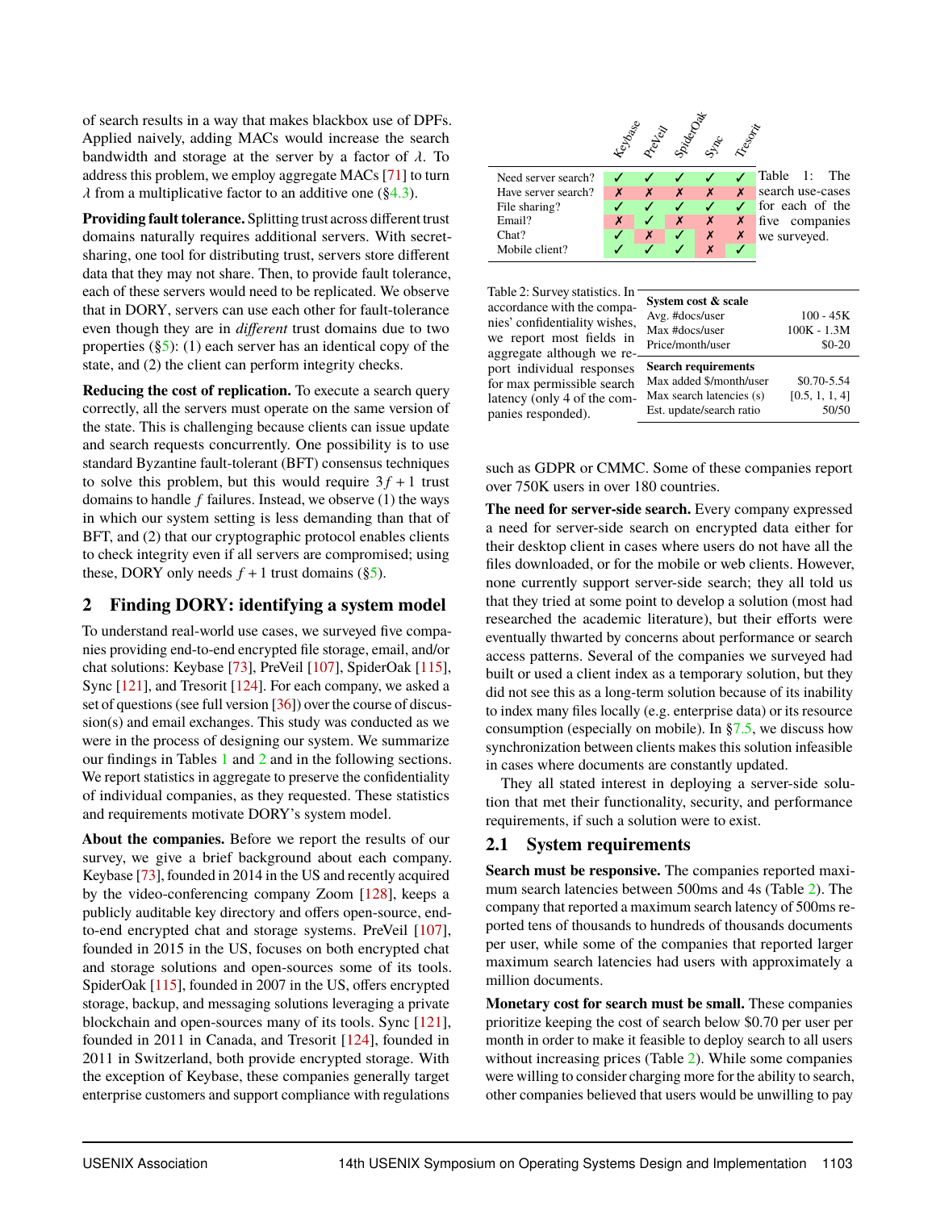of search results in a way that makes blackbox use of DPFs. Applied naively, adding MACs would increase the search bandwidth and storage at the server by a factor of $\lambda$. To address this problem, we employ aggregate MACs [71] to turn $\lambda$ from a multiplicative factor to an additive one (§4.3).

**Providing fault tolerance.** Splitting trust across different trust domains naturally requires additional servers. With secret-sharing, one tool for distributing trust, servers store different data that they may not share. Then, to provide fault tolerance, each of these servers would need to be replicated. We observe that in DORY, servers can use each other for fault-tolerance even though they are in *different* trust domains due to two properties (§5): (1) each server has an identical copy of the state, and (2) the client can perform integrity checks.

**Reducing the cost of replication.** To execute a search query correctly, all the servers must operate on the same version of the state. This is challenging because clients can issue update and search requests concurrently. One possibility is to use standard Byzantine fault-tolerant (BFT) consensus techniques to solve this problem, but this would require $3f+1$ trust domains to handle $f$ failures. Instead, we observe (1) the ways in which our system setting is less demanding than that of BFT, and (2) that our cryptographic protocol enables clients to check integrity even if all servers are compromised; using these, DORY only needs $f+1$ trust domains (§5).

## 2 Finding DORY: identifying a system model

To understand real-world use cases, we surveyed five companies providing end-to-end encrypted file storage, email, and/or chat solutions: Keybase [73], PreVeil [107], SpiderOak [115], Sync [121], and Tresorit [124]. For each company, we asked a set of questions (see full version [36]) over the course of discussion(s) and email exchanges. This study was conducted as we were in the process of designing our system. We summarize our findings in Tables 1 and 2 and in the following sections. We report statistics in aggregate to preserve the confidentiality of individual companies, as they requested. These statistics and requirements motivate DORY's system model.

**About the companies.** Before we report the results of our survey, we give a brief background about each company. Keybase [73], founded in 2014 in the US and recently acquired by the video-conferencing company Zoom [128], keeps a publicly auditable key directory and offers open-source, end-to-end encrypted chat and storage systems. PreVeil [107], founded in 2015 in the US, focuses on both encrypted chat and storage solutions and open-sources some of its tools. SpiderOak [115], founded in 2007 in the US, offers encrypted storage, backup, and messaging solutions leveraging a private blockchain and open-sources many of its tools. Sync [121], founded in 2011 in Canada, and Tresorit [124], founded in 2011 in Switzerland, both provide encrypted storage. With the exception of Keybase, these companies generally target enterprise customers and support compliance with regulations such as GDPR or CMMC. Some of these companies report over 750K users in over 180 countries.

| | Keybase | PreVeil | SpiderOak | Sync | Tresorit |
|---|---|---|---|---|---|
| Need server search? | ✓ | ✓ | ✓ | ✓ | ✓ |
| Have server search? | ✗ | ✗ | ✗ | ✗ | ✗ |
| File sharing? | ✓ | ✓ | ✓ | ✓ | ✓ |
| Email? | ✗ | ✓ | ✗ | ✗ | ✗ |
| Chat? | ✓ | ✗ | ✓ | ✗ | ✗ |
| Mobile client? | ✓ | ✓ | ✓ | ✗ | ✓ |

Table 1: The search use-cases for each of the five companies we surveyed.

| System cost & scale | |
|---|---|
| Avg. #docs/user | 100 - 45K |
| Max #docs/user | 100K - 1.3M |
| Price/month/user | \$0-20 |
| **Search requirements** | |
| Max added \$/month/user | \$0.70-5.54 |
| Max search latencies (s) | [0.5, 1, 1, 4] |
| Est. update/search ratio | 50/50 |

Table 2: Survey statistics. In accordance with the companies' confidentiality wishes, we report most fields in aggregate although we report individual responses for max permissible search latency (only 4 of the companies responded).

**The need for server-side search.** Every company expressed a need for server-side search on encrypted data either for their desktop client in cases where users do not have all the files downloaded, or for the mobile or web clients. However, none currently support server-side search; they all told us that they tried at some point to develop a solution (most had researched the academic literature), but their efforts were eventually thwarted by concerns about performance or search access patterns. Several of the companies we surveyed had built or used a client index as a temporary solution, but they did not see this as a long-term solution because of its inability to index many files locally (e.g. enterprise data) or its resource consumption (especially on mobile). In §7.5, we discuss how synchronization between clients makes this solution infeasible in cases where documents are constantly updated.

They all stated interest in deploying a server-side solution that met their functionality, security, and performance requirements, if such a solution were to exist.

### 2.1 System requirements

**Search must be responsive.** The companies reported maximum search latencies between 500ms and 4s (Table 2). The company that reported a maximum search latency of 500ms reported tens of thousands to hundreds of thousands documents per user, while some of the companies that reported larger maximum search latencies had users with approximately a million documents.

**Monetary cost for search must be small.** These companies prioritize keeping the cost of search below \$0.70 per user per month in order to make it feasible to deploy search to all users without increasing prices (Table 2). While some companies were willing to consider charging more for the ability to search, other companies believed that users would be unwilling to pay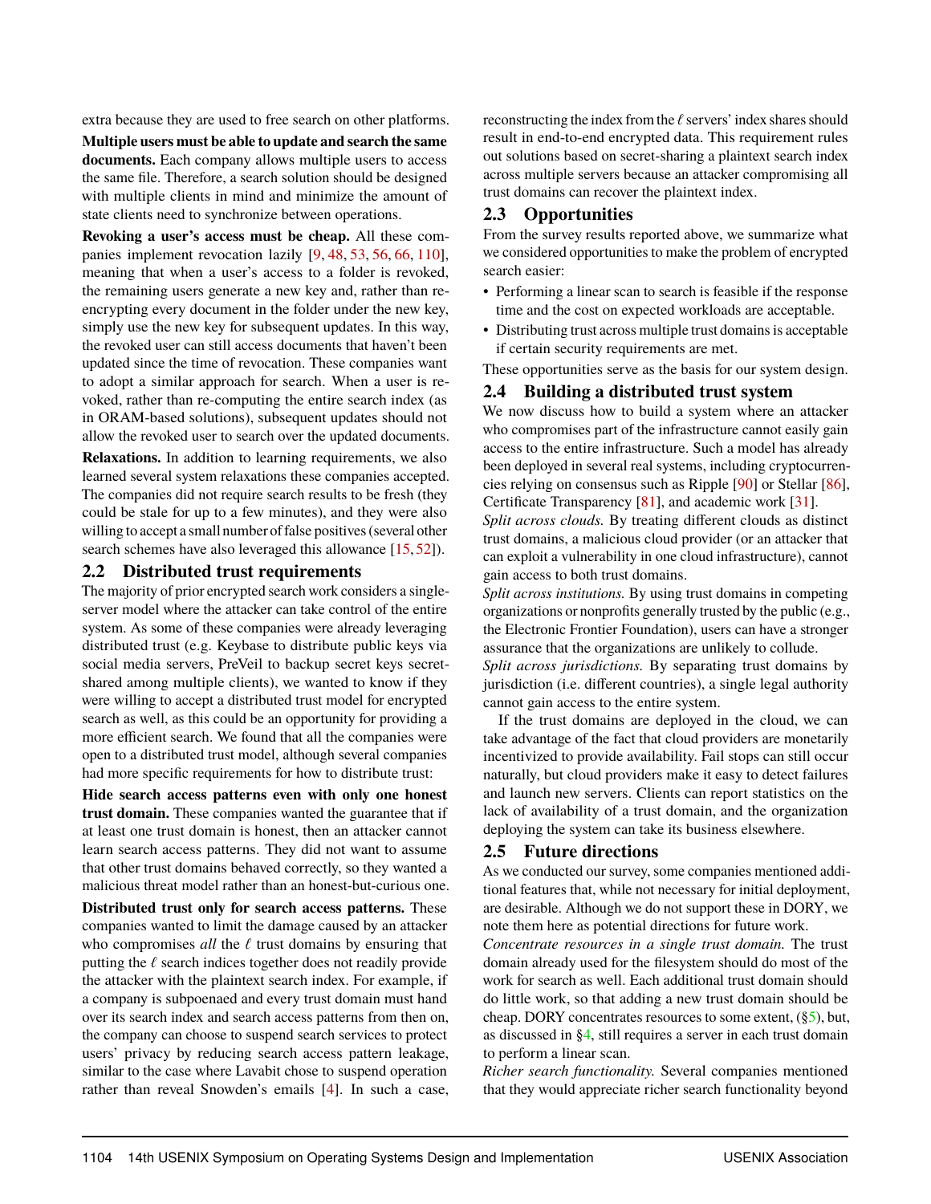extra because they are used to free search on other platforms.

**Multiple users must be able to update and search the same documents.** Each company allows multiple users to access the same file. Therefore, a search solution should be designed with multiple clients in mind and minimize the amount of state clients need to synchronize between operations.

**Revoking a user's access must be cheap.** All these companies implement revocation lazily [9, 48, 53, 56, 66, 110], meaning that when a user's access to a folder is revoked, the remaining users generate a new key and, rather than re-encrypting every document in the folder under the new key, simply use the new key for subsequent updates. In this way, the revoked user can still access documents that haven't been updated since the time of revocation. These companies want to adopt a similar approach for search. When a user is revoked, rather than re-computing the entire search index (as in ORAM-based solutions), subsequent updates should not allow the revoked user to search over the updated documents.

**Relaxations.** In addition to learning requirements, we also learned several system relaxations these companies accepted. The companies did not require search results to be fresh (they could be stale for up to a few minutes), and they were also willing to accept a small number of false positives (several other search schemes have also leveraged this allowance [15, 52]).

## 2.2 Distributed trust requirements

The majority of prior encrypted search work considers a single-server model where the attacker can take control of the entire system. As some of these companies were already leveraging distributed trust (e.g. Keybase to distribute public keys via social media servers, PreVeil to backup secret keys secret-shared among multiple clients), we wanted to know if they were willing to accept a distributed trust model for encrypted search as well, as this could be an opportunity for providing a more efficient search. We found that all the companies were open to a distributed trust model, although several companies had more specific requirements for how to distribute trust:

**Hide search access patterns even with only one honest trust domain.** These companies wanted the guarantee that if at least one trust domain is honest, then an attacker cannot learn search access patterns. They did not want to assume that other trust domains behaved correctly, so they wanted a malicious threat model rather than an honest-but-curious one.

**Distributed trust only for search access patterns.** These companies wanted to limit the damage caused by an attacker who compromises *all* the $\ell$ trust domains by ensuring that putting the $\ell$ search indices together does not readily provide the attacker with the plaintext search index. For example, if a company is subpoenaed and every trust domain must hand over its search index and search access patterns from then on, the company can choose to suspend search services to protect users' privacy by reducing search access pattern leakage, similar to the case where Lavabit chose to suspend operation rather than reveal Snowden's emails [4]. In such a case, reconstructing the index from the $\ell$ servers' index shares should result in end-to-end encrypted data. This requirement rules out solutions based on secret-sharing a plaintext search index across multiple servers because an attacker compromising all trust domains can recover the plaintext index.

## 2.3 Opportunities

From the survey results reported above, we summarize what we considered opportunities to make the problem of encrypted search easier:

- Performing a linear scan to search is feasible if the response time and the cost on expected workloads are acceptable.
- Distributing trust across multiple trust domains is acceptable if certain security requirements are met.

These opportunities serve as the basis for our system design.

## 2.4 Building a distributed trust system

We now discuss how to build a system where an attacker who compromises part of the infrastructure cannot easily gain access to the entire infrastructure. Such a model has already been deployed in several real systems, including cryptocurrencies relying on consensus such as Ripple [90] or Stellar [86], Certificate Transparency [81], and academic work [31].

*Split across clouds.* By treating different clouds as distinct trust domains, a malicious cloud provider (or an attacker that can exploit a vulnerability in one cloud infrastructure), cannot gain access to both trust domains.

*Split across institutions.* By using trust domains in competing organizations or nonprofits generally trusted by the public (e.g., the Electronic Frontier Foundation), users can have a stronger assurance that the organizations are unlikely to collude.

*Split across jurisdictions.* By separating trust domains by jurisdiction (i.e. different countries), a single legal authority cannot gain access to the entire system.

If the trust domains are deployed in the cloud, we can take advantage of the fact that cloud providers are monetarily incentivized to provide availability. Fail stops can still occur naturally, but cloud providers make it easy to detect failures and launch new servers. Clients can report statistics on the lack of availability of a trust domain, and the organization deploying the system can take its business elsewhere.

## 2.5 Future directions

As we conducted our survey, some companies mentioned additional features that, while not necessary for initial deployment, are desirable. Although we do not support these in DORY, we note them here as potential directions for future work.

*Concentrate resources in a single trust domain.* The trust domain already used for the filesystem should do most of the work for search as well. Each additional trust domain should do little work, so that adding a new trust domain should be cheap. DORY concentrates resources to some extent, (§5), but, as discussed in §4, still requires a server in each trust domain to perform a linear scan.

*Richer search functionality.* Several companies mentioned that they would appreciate richer search functionality beyond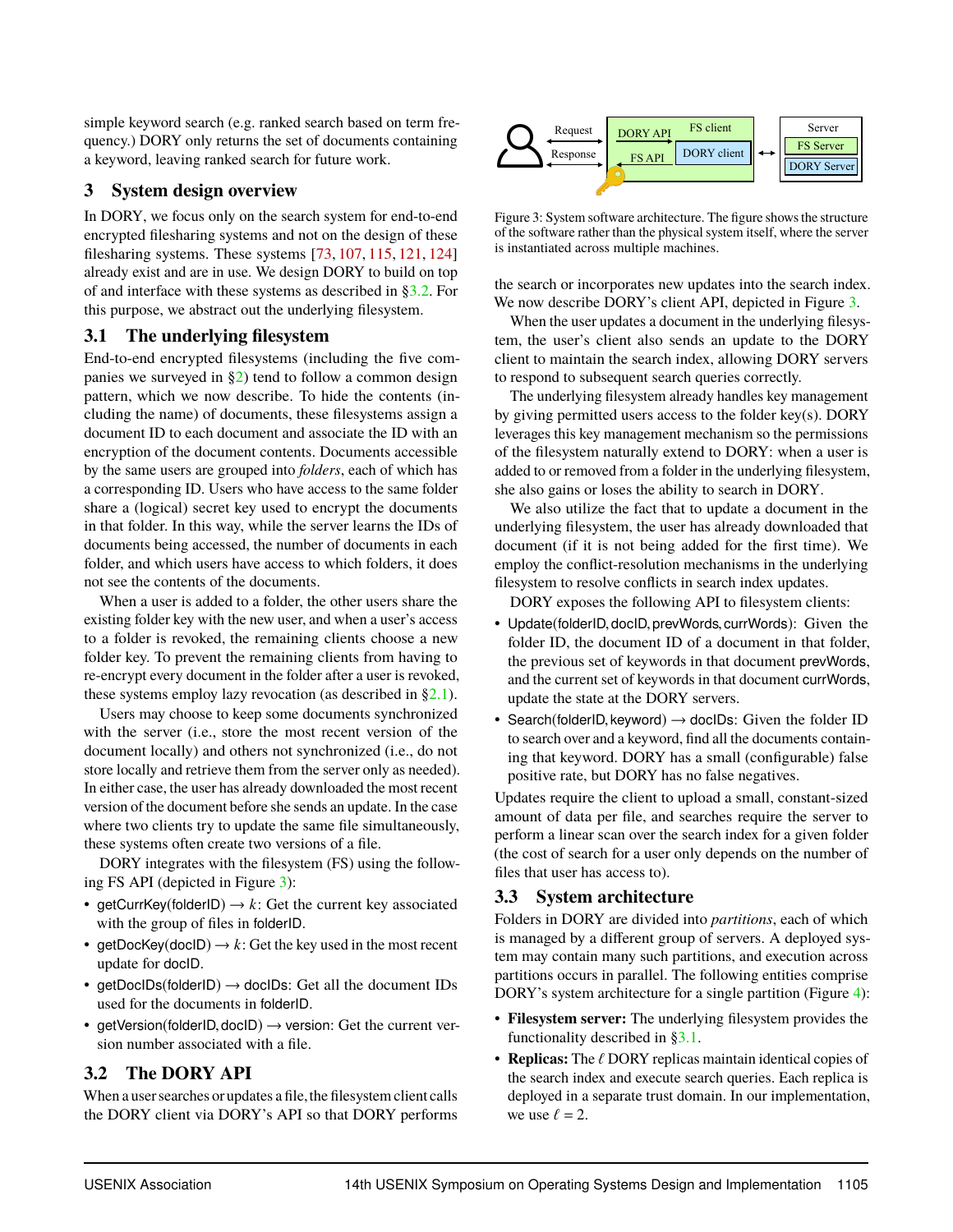simple keyword search (e.g. ranked search based on term frequency.) DORY only returns the set of documents containing a keyword, leaving ranked search for future work.

## 3 System design overview

In DORY, we focus only on the search system for end-to-end encrypted filesharing systems and not on the design of these filesharing systems. These systems [73, 107, 115, 121, 124] already exist and are in use. We design DORY to build on top of and interface with these systems as described in §3.2. For this purpose, we abstract out the underlying filesystem.

### 3.1 The underlying filesystem

End-to-end encrypted filesystems (including the five companies we surveyed in §2) tend to follow a common design pattern, which we now describe. To hide the contents (including the name) of documents, these filesystems assign a document ID to each document and associate the ID with an encryption of the document contents. Documents accessible by the same users are grouped into *folders*, each of which has a corresponding ID. Users who have access to the same folder share a (logical) secret key used to encrypt the documents in that folder. In this way, while the server learns the IDs of documents being accessed, the number of documents in each folder, and which users have access to which folders, it does not see the contents of the documents.

When a user is added to a folder, the other users share the existing folder key with the new user, and when a user's access to a folder is revoked, the remaining clients choose a new folder key. To prevent the remaining clients from having to re-encrypt every document in the folder after a user is revoked, these systems employ lazy revocation (as described in §2.1).

Users may choose to keep some documents synchronized with the server (i.e., store the most recent version of the document locally) and others not synchronized (i.e., do not store locally and retrieve them from the server only as needed). In either case, the user has already downloaded the most recent version of the document before she sends an update. In the case where two clients try to update the same file simultaneously, these systems often create two versions of a file.

DORY integrates with the filesystem (FS) using the following FS API (depicted in Figure 3):

- getCurrKey(folderID) $\rightarrow k$: Get the current key associated with the group of files in folderID.
- getDocKey(docID) $\rightarrow k$: Get the key used in the most recent update for docID.
- getDocIDs(folderID) $\rightarrow$ docIDs: Get all the document IDs used for the documents in folderID.
- getVersion(folderID, docID) $\rightarrow$ version: Get the current version number associated with a file.

### 3.2 The DORY API

When a user searches or updates a file, the filesystem client calls the DORY client via DORY's API so that DORY performs the search or incorporates new updates into the search index. We now describe DORY's client API, depicted in Figure 3.

Figure 3: System software architecture. The figure shows the structure of the software rather than the physical system itself, where the server is instantiated across multiple machines.

When the user updates a document in the underlying filesystem, the user's client also sends an update to the DORY client to maintain the search index, allowing DORY servers to respond to subsequent search queries correctly.

The underlying filesystem already handles key management by giving permitted users access to the folder key(s). DORY leverages this key management mechanism so the permissions of the filesystem naturally extend to DORY: when a user is added to or removed from a folder in the underlying filesystem, she also gains or loses the ability to search in DORY.

We also utilize the fact that to update a document in the underlying filesystem, the user has already downloaded that document (if it is not being added for the first time). We employ the conflict-resolution mechanisms in the underlying filesystem to resolve conflicts in search index updates.

DORY exposes the following API to filesystem clients:

- Update(folderID, docID, prevWords, currWords): Given the folder ID, the document ID of a document in that folder, the previous set of keywords in that document prevWords, and the current set of keywords in that document currWords, update the state at the DORY servers.
- Search(folderID, keyword) $\rightarrow$ docIDs: Given the folder ID to search over and a keyword, find all the documents containing that keyword. DORY has a small (configurable) false positive rate, but DORY has no false negatives.

Updates require the client to upload a small, constant-sized amount of data per file, and searches require the server to perform a linear scan over the search index for a given folder (the cost of search for a user only depends on the number of files that user has access to).

### 3.3 System architecture

Folders in DORY are divided into *partitions*, each of which is managed by a different group of servers. A deployed system may contain many such partitions, and execution across partitions occurs in parallel. The following entities comprise DORY's system architecture for a single partition (Figure 4):

- **Filesystem server:** The underlying filesystem provides the functionality described in §3.1.
- **Replicas:** The $\ell$ DORY replicas maintain identical copies of the search index and execute search queries. Each replica is deployed in a separate trust domain. In our implementation, we use $\ell = 2$.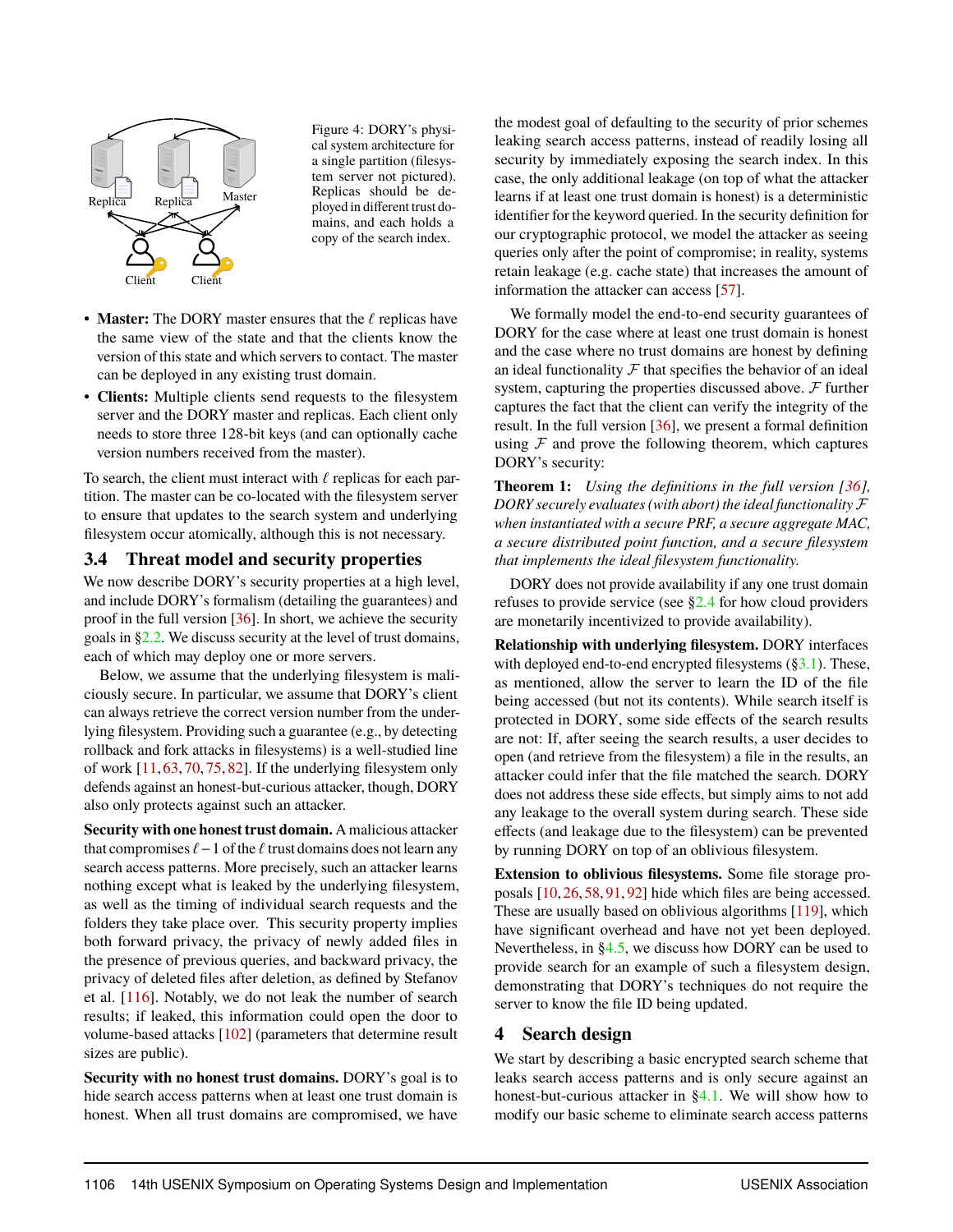Figure 4: DORY's physical system architecture for a single partition (filesystem server not pictured). Replicas should be deployed in different trust domains, and each holds a copy of the search index.

- **Master:** The DORY master ensures that the $\ell$ replicas have the same view of the state and that the clients know the version of this state and which servers to contact. The master can be deployed in any existing trust domain.
- **Clients:** Multiple clients send requests to the filesystem server and the DORY master and replicas. Each client only needs to store three 128-bit keys (and can optionally cache version numbers received from the master).

To search, the client must interact with $\ell$ replicas for each partition. The master can be co-located with the filesystem server to ensure that updates to the search system and underlying filesystem occur atomically, although this is not necessary.

### 3.4 Threat model and security properties

We now describe DORY's security properties at a high level, and include DORY's formalism (detailing the guarantees) and proof in the full version [36]. In short, we achieve the security goals in §2.2. We discuss security at the level of trust domains, each of which may deploy one or more servers.

Below, we assume that the underlying filesystem is maliciously secure. In particular, we assume that DORY's client can always retrieve the correct version number from the underlying filesystem. Providing such a guarantee (e.g., by detecting rollback and fork attacks in filesystems) is a well-studied line of work [11, 63, 70, 75, 82]. If the underlying filesystem only defends against an honest-but-curious attacker, though, DORY also only protects against such an attacker.

**Security with one honest trust domain.** A malicious attacker that compromises $\ell-1$ of the $\ell$ trust domains does not learn any search access patterns. More precisely, such an attacker learns nothing except what is leaked by the underlying filesystem, as well as the timing of individual search requests and the folders they take place over. This security property implies both forward privacy, the privacy of newly added files in the presence of previous queries, and backward privacy, the privacy of deleted files after deletion, as defined by Stefanov et al. [116]. Notably, we do not leak the number of search results; if leaked, this information could open the door to volume-based attacks [102] (parameters that determine result sizes are public).

**Security with no honest trust domains.** DORY's goal is to hide search access patterns when at least one trust domain is honest. When all trust domains are compromised, we have the modest goal of defaulting to the security of prior schemes leaking search access patterns, instead of readily losing all security by immediately exposing the search index. In this case, the only additional leakage (on top of what the attacker learns if at least one trust domain is honest) is a deterministic identifier for the keyword queried. In the security definition for our cryptographic protocol, we model the attacker as seeing queries only after the point of compromise; in reality, systems retain leakage (e.g. cache state) that increases the amount of information the attacker can access [57].

We formally model the end-to-end security guarantees of DORY for the case where at least one trust domain is honest and the case where no trust domains are honest by defining an ideal functionality $\mathcal{F}$ that specifies the behavior of an ideal system, capturing the properties discussed above. $\mathcal{F}$ further captures the fact that the client can verify the integrity of the result. In the full version [36], we present a formal definition using $\mathcal{F}$ and prove the following theorem, which captures DORY's security:

**Theorem 1:** *Using the definitions in the full version [36], DORY securely evaluates (with abort) the ideal functionality $\mathcal{F}$ when instantiated with a secure PRF, a secure aggregate MAC, a secure distributed point function, and a secure filesystem that implements the ideal filesystem functionality.*

DORY does not provide availability if any one trust domain refuses to provide service (see §2.4 for how cloud providers are monetarily incentivized to provide availability).

**Relationship with underlying filesystem.** DORY interfaces with deployed end-to-end encrypted filesystems (§3.1). These, as mentioned, allow the server to learn the ID of the file being accessed (but not its contents). While search itself is protected in DORY, some side effects of the search results are not: If, after seeing the search results, a user decides to open (and retrieve from the filesystem) a file in the results, an attacker could infer that the file matched the search. DORY does not address these side effects, but simply aims to not add any leakage to the overall system during search. These side effects (and leakage due to the filesystem) can be prevented by running DORY on top of an oblivious filesystem.

**Extension to oblivious filesystems.** Some file storage proposals [10, 26, 58, 91, 92] hide which files are being accessed. These are usually based on oblivious algorithms [119], which have significant overhead and have not yet been deployed. Nevertheless, in §4.5, we discuss how DORY can be used to provide search for an example of such a filesystem design, demonstrating that DORY's techniques do not require the server to know the file ID being updated.

## 4 Search design

We start by describing a basic encrypted search scheme that leaks search access patterns and is only secure against an honest-but-curious attacker in §4.1. We will show how to modify our basic scheme to eliminate search access patterns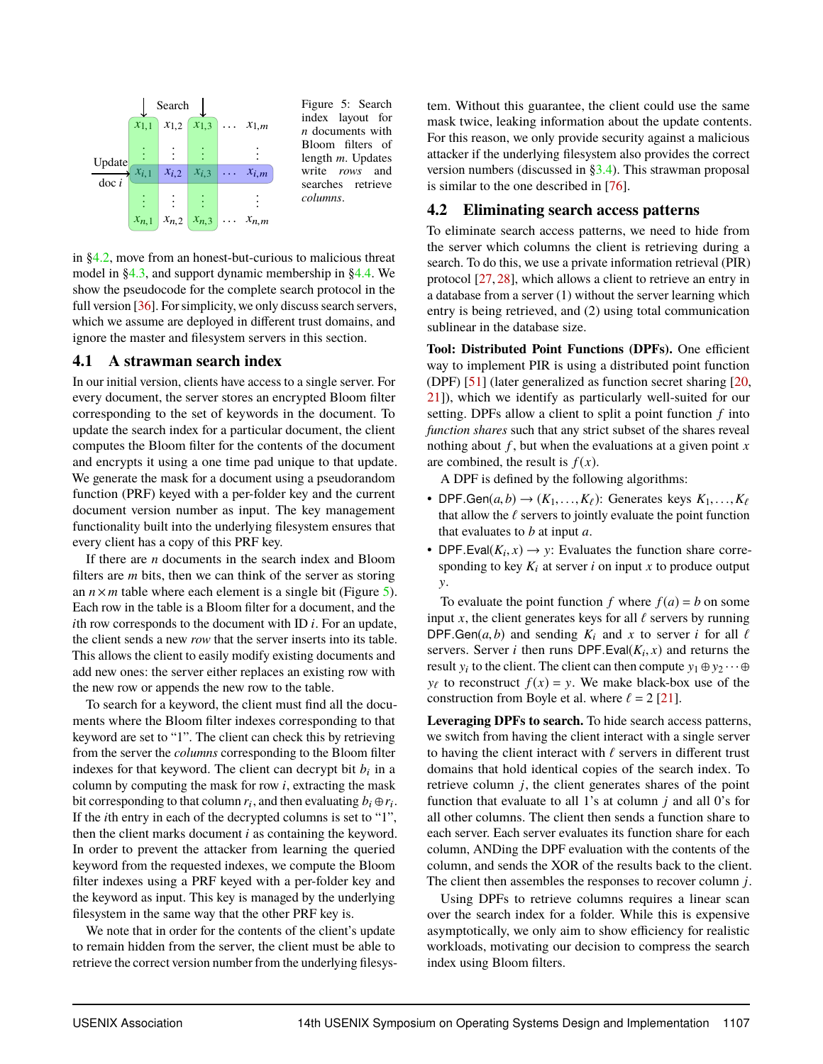Figure 5: Search index layout for $n$ documents with Bloom filters of length $m$. Updates write *rows* and searches retrieve *columns*.

in §4.2, move from an honest-but-curious to malicious threat model in §4.3, and support dynamic membership in §4.4. We show the pseudocode for the complete search protocol in the full version [36]. For simplicity, we only discuss search servers, which we assume are deployed in different trust domains, and ignore the master and filesystem servers in this section.

### 4.1 A strawman search index

In our initial version, clients have access to a single server. For every document, the server stores an encrypted Bloom filter corresponding to the set of keywords in the document. To update the search index for a particular document, the client computes the Bloom filter for the contents of the document and encrypts it using a one time pad unique to that update. We generate the mask for a document using a pseudorandom function (PRF) keyed with a per-folder key and the current document version number as input. The key management functionality built into the underlying filesystem ensures that every client has a copy of this PRF key.

If there are $n$ documents in the search index and Bloom filters are $m$ bits, then we can think of the server as storing an $n \times m$ table where each element is a single bit (Figure 5). Each row in the table is a Bloom filter for a document, and the $i$th row corresponds to the document with ID $i$. For an update, the client sends a new *row* that the server inserts into its table. This allows the client to easily modify existing documents and add new ones: the server either replaces an existing row with the new row or appends the new row to the table.

To search for a keyword, the client must find all the documents where the Bloom filter indexes corresponding to that keyword are set to "1". The client can check this by retrieving from the server the *columns* corresponding to the Bloom filter indexes for that keyword. The client can decrypt bit $b_i$ in a column by computing the mask for row $i$, extracting the mask bit corresponding to that column $r_i$, and then evaluating $b_i \oplus r_i$. If the $i$th entry in each of the decrypted columns is set to "1", then the client marks document $i$ as containing the keyword. In order to prevent the attacker from learning the queried keyword from the requested indexes, we compute the Bloom filter indexes using a PRF keyed with a per-folder key and the keyword as input. This key is managed by the underlying filesystem in the same way that the other PRF key is.

We note that in order for the contents of the client's update to remain hidden from the server, the client must be able to retrieve the correct version number from the underlying filesystem. Without this guarantee, the client could use the same mask twice, leaking information about the update contents. For this reason, we only provide security against a malicious attacker if the underlying filesystem also provides the correct version numbers (discussed in §3.4). This strawman proposal is similar to the one described in [76].

### 4.2 Eliminating search access patterns

To eliminate search access patterns, we need to hide from the server which columns the client is retrieving during a search. To do this, we use a private information retrieval (PIR) protocol [27, 28], which allows a client to retrieve an entry in a database from a server (1) without the server learning which entry is being retrieved, and (2) using total communication sublinear in the database size.

**Tool: Distributed Point Functions (DPFs).** One efficient way to implement PIR is using a distributed point function (DPF) [51] (later generalized as function secret sharing [20, 21]), which we identify as particularly well-suited for our setting. DPFs allow a client to split a point function $f$ into *function shares* such that any strict subset of the shares reveal nothing about $f$, but when the evaluations at a given point $x$ are combined, the result is $f(x)$.

A DPF is defined by the following algorithms:

- $\mathsf{DPF.Gen}(a, b) \rightarrow (K_1, \ldots, K_\ell)$: Generates keys $K_1, \ldots, K_\ell$ that allow the $\ell$ servers to jointly evaluate the point function that evaluates to $b$ at input $a$.
- $\mathsf{DPF.Eval}(K_i, x) \rightarrow y$: Evaluates the function share corresponding to key $K_i$ at server $i$ on input $x$ to produce output $y$.

To evaluate the point function $f$ where $f(a) = b$ on some input $x$, the client generates keys for all $\ell$ servers by running $\mathsf{DPF.Gen}(a, b)$ and sending $K_i$ and $x$ to server $i$ for all $\ell$ servers. Server $i$ then runs $\mathsf{DPF.Eval}(K_i, x)$ and returns the result $y_i$ to the client. The client can then compute $y_1 \oplus y_2 \cdots \oplus y_\ell$ to reconstruct $f(x) = y$. We make black-box use of the construction from Boyle et al. where $\ell = 2$ [21].

**Leveraging DPFs to search.** To hide search access patterns, we switch from having the client interact with a single server to having the client interact with $\ell$ servers in different trust domains that hold identical copies of the search index. To retrieve column $j$, the client generates shares of the point function that evaluate to all 1's at column $j$ and all 0's for all other columns. The client then sends a function share to each server. Each server evaluates its function share for each column, ANDing the DPF evaluation with the contents of the column, and sends the XOR of the results back to the client. The client then assembles the responses to recover column $j$.

Using DPFs to retrieve columns requires a linear scan over the search index for a folder. While this is expensive asymptotically, we only aim to show efficiency for realistic workloads, motivating our decision to compress the search index using Bloom filters.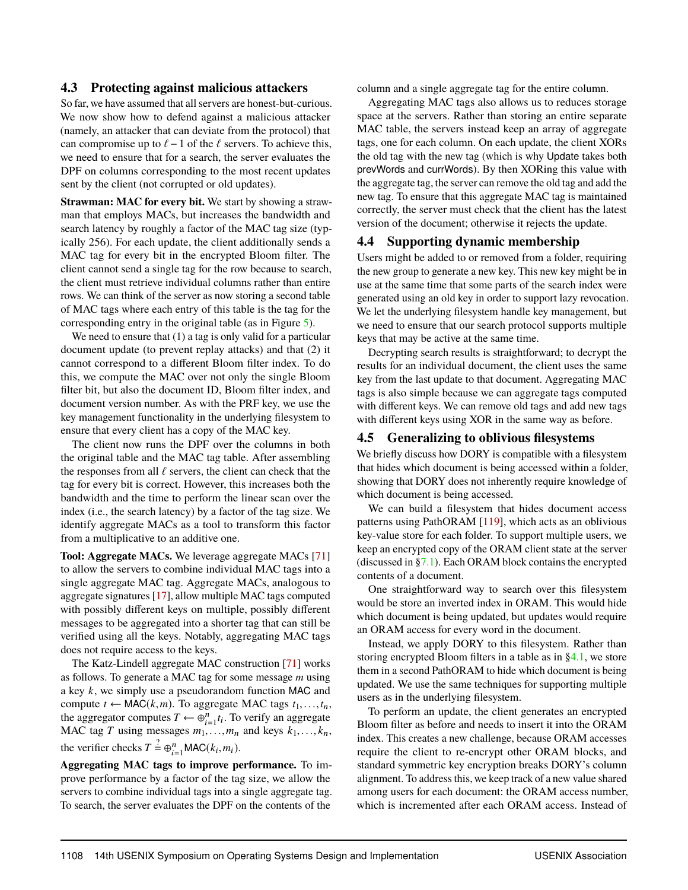### 4.3 Protecting against malicious attackers

So far, we have assumed that all servers are honest-but-curious. We now show how to defend against a malicious attacker (namely, an attacker that can deviate from the protocol) that can compromise up to $\ell - 1$ of the $\ell$ servers. To achieve this, we need to ensure that for a search, the server evaluates the DPF on columns corresponding to the most recent updates sent by the client (not corrupted or old updates).

**Strawman: MAC for every bit.** We start by showing a strawman that employs MACs, but increases the bandwidth and search latency by roughly a factor of the MAC tag size (typically 256). For each update, the client additionally sends a MAC tag for every bit in the encrypted Bloom filter. The client cannot send a single tag for the row because to search, the client must retrieve individual columns rather than entire rows. We can think of the server as now storing a second table of MAC tags where each entry of this table is the tag for the corresponding entry in the original table (as in Figure 5).

We need to ensure that (1) a tag is only valid for a particular document update (to prevent replay attacks) and that (2) it cannot correspond to a different Bloom filter index. To do this, we compute the MAC over not only the single Bloom filter bit, but also the document ID, Bloom filter index, and document version number. As with the PRF key, we use the key management functionality in the underlying filesystem to ensure that every client has a copy of the MAC key.

The client now runs the DPF over the columns in both the original table and the MAC tag table. After assembling the responses from all $\ell$ servers, the client can check that the tag for every bit is correct. However, this increases both the bandwidth and the time to perform the linear scan over the index (i.e., the search latency) by a factor of the tag size. We identify aggregate MACs as a tool to transform this factor from a multiplicative to an additive one.

**Tool: Aggregate MACs.** We leverage aggregate MACs [71] to allow the servers to combine individual MAC tags into a single aggregate MAC tag. Aggregate MACs, analogous to aggregate signatures [17], allow multiple MAC tags computed with possibly different keys on multiple, possibly different messages to be aggregated into a shorter tag that can still be verified using all the keys. Notably, aggregating MAC tags does not require access to the keys.

The Katz-Lindell aggregate MAC construction [71] works as follows. To generate a MAC tag for some message $m$ using a key $k$, we simply use a pseudorandom function MAC and compute $t \leftarrow \mathsf{MAC}(k, m)$. To aggregate MAC tags $t_1, \ldots, t_n$, the aggregator computes $T \leftarrow \oplus_{i=1}^{n} t_i$. To verify an aggregate MAC tag $T$ using messages $m_1, \ldots, m_n$ and keys $k_1, \ldots, k_n$, the verifier checks $T \stackrel{?}{=} \oplus_{i=1}^{n} \mathsf{MAC}(k_i, m_i)$.

**Aggregating MAC tags to improve performance.** To improve performance by a factor of the tag size, we allow the servers to combine individual tags into a single aggregate tag. To search, the server evaluates the DPF on the contents of the column and a single aggregate tag for the entire column.

Aggregating MAC tags also allows us to reduces storage space at the servers. Rather than storing an entire separate MAC table, the servers instead keep an array of aggregate tags, one for each column. On each update, the client XORs the old tag with the new tag (which is why Update takes both prevWords and currWords). By then XORing this value with the aggregate tag, the server can remove the old tag and add the new tag. To ensure that this aggregate MAC tag is maintained correctly, the server must check that the client has the latest version of the document; otherwise it rejects the update.

### 4.4 Supporting dynamic membership

Users might be added to or removed from a folder, requiring the new group to generate a new key. This new key might be in use at the same time that some parts of the search index were generated using an old key in order to support lazy revocation. We let the underlying filesystem handle key management, but we need to ensure that our search protocol supports multiple keys that may be active at the same time.

Decrypting search results is straightforward; to decrypt the results for an individual document, the client uses the same key from the last update to that document. Aggregating MAC tags is also simple because we can aggregate tags computed with different keys. We can remove old tags and add new tags with different keys using XOR in the same way as before.

### 4.5 Generalizing to oblivious filesystems

We briefly discuss how DORY is compatible with a filesystem that hides which document is being accessed within a folder, showing that DORY does not inherently require knowledge of which document is being accessed.

We can build a filesystem that hides document access patterns using PathORAM [119], which acts as an oblivious key-value store for each folder. To support multiple users, we keep an encrypted copy of the ORAM client state at the server (discussed in §7.1). Each ORAM block contains the encrypted contents of a document.

One straightforward way to search over this filesystem would be store an inverted index in ORAM. This would hide which document is being updated, but updates would require an ORAM access for every word in the document.

Instead, we apply DORY to this filesystem. Rather than storing encrypted Bloom filters in a table as in §4.1, we store them in a second PathORAM to hide which document is being updated. We use the same techniques for supporting multiple users as in the underlying filesystem.

To perform an update, the client generates an encrypted Bloom filter as before and needs to insert it into the ORAM index. This creates a new challenge, because ORAM accesses require the client to re-encrypt other ORAM blocks, and standard symmetric key encryption breaks DORY's column alignment. To address this, we keep track of a new value shared among users for each document: the ORAM access number, which is incremented after each ORAM access. Instead of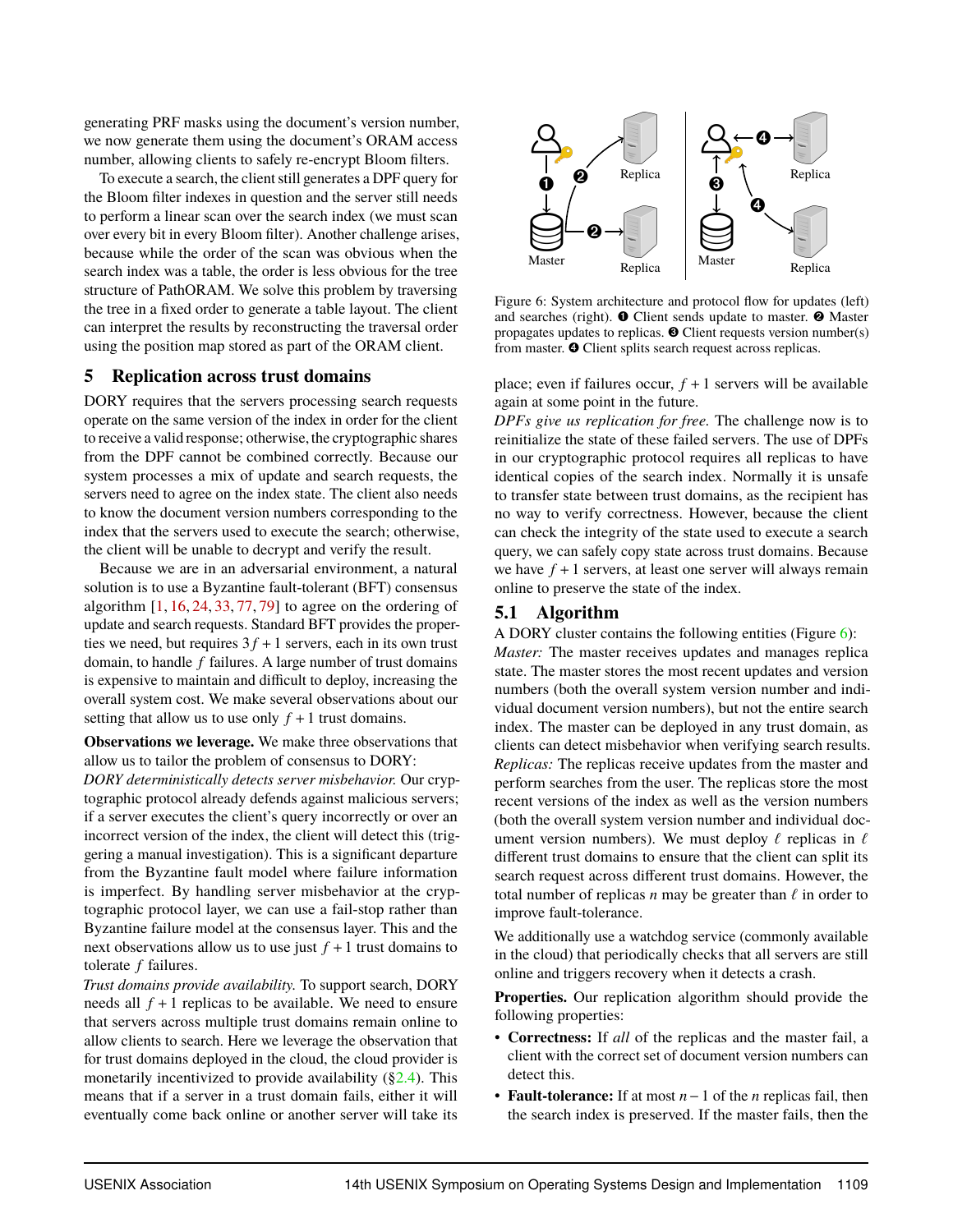generating PRF masks using the document's version number, we now generate them using the document's ORAM access number, allowing clients to safely re-encrypt Bloom filters.

To execute a search, the client still generates a DPF query for the Bloom filter indexes in question and the server still needs to perform a linear scan over the search index (we must scan over every bit in every Bloom filter). Another challenge arises, because while the order of the scan was obvious when the search index was a table, the order is less obvious for the tree structure of PathORAM. We solve this problem by traversing the tree in a fixed order to generate a table layout. The client can interpret the results by reconstructing the traversal order using the position map stored as part of the ORAM client.

## 5 Replication across trust domains

DORY requires that the servers processing search requests operate on the same version of the index in order for the client to receive a valid response; otherwise, the cryptographic shares from the DPF cannot be combined correctly. Because our system processes a mix of update and search requests, the servers need to agree on the index state. The client also needs to know the document version numbers corresponding to the index that the servers used to execute the search; otherwise, the client will be unable to decrypt and verify the result.

Because we are in an adversarial environment, a natural solution is to use a Byzantine fault-tolerant (BFT) consensus algorithm [1, 16, 24, 33, 77, 79] to agree on the ordering of update and search requests. Standard BFT provides the properties we need, but requires $3f+1$ servers, each in its own trust domain, to handle $f$ failures. A large number of trust domains is expensive to maintain and difficult to deploy, increasing the overall system cost. We make several observations about our setting that allow us to use only $f+1$ trust domains.

**Observations we leverage.** We make three observations that allow us to tailor the problem of consensus to DORY:

*DORY deterministically detects server misbehavior.* Our cryptographic protocol already defends against malicious servers; if a server executes the client's query incorrectly or over an incorrect version of the index, the client will detect this (triggering a manual investigation). This is a significant departure from the Byzantine fault model where failure information is imperfect. By handling server misbehavior at the cryptographic protocol layer, we can use a fail-stop rather than Byzantine failure model at the consensus layer. This and the next observations allow us to use just $f+1$ trust domains to tolerate $f$ failures.

*Trust domains provide availability.* To support search, DORY needs all $f+1$ replicas to be available. We need to ensure that servers across multiple trust domains remain online to allow clients to search. Here we leverage the observation that for trust domains deployed in the cloud, the cloud provider is monetarily incentivized to provide availability (§2.4). This means that if a server in a trust domain fails, either it will eventually come back online or another server will take its place; even if failures occur, $f+1$ servers will be available again at some point in the future.

*DPFs give us replication for free.* The challenge now is to reinitialize the state of these failed servers. The use of DPFs in our cryptographic protocol requires all replicas to have identical copies of the search index. Normally it is unsafe to transfer state between trust domains, as the recipient has no way to verify correctness. However, because the client can check the integrity of the state used to execute a search query, we can safely copy state across trust domains. Because we have $f+1$ servers, at least one server will always remain online to preserve the state of the index.

Figure 6: System architecture and protocol flow for updates (left) and searches (right). ❶ Client sends update to master. ❷ Master propagates updates to replicas. ❸ Client requests version number(s) from master. ❹ Client splits search request across replicas.

### 5.1 Algorithm

A DORY cluster contains the following entities (Figure 6):

*Master:* The master receives updates and manages replica state. The master stores the most recent updates and version numbers (both the overall system version number and individual document version numbers), but not the entire search index. The master can be deployed in any trust domain, as clients can detect misbehavior when verifying search results.

*Replicas:* The replicas receive updates from the master and perform searches from the user. The replicas store the most recent versions of the index as well as the version numbers (both the overall system version number and individual document version numbers). We must deploy $\ell$ replicas in $\ell$ different trust domains to ensure that the client can split its search request across different trust domains. However, the total number of replicas $n$ may be greater than $\ell$ in order to improve fault-tolerance.

We additionally use a watchdog service (commonly available in the cloud) that periodically checks that all servers are still online and triggers recovery when it detects a crash.

**Properties.** Our replication algorithm should provide the following properties:

- **Correctness:** If *all* of the replicas and the master fail, a client with the correct set of document version numbers can detect this.
- **Fault-tolerance:** If at most $n-1$ of the $n$ replicas fail, then the search index is preserved. If the master fails, then the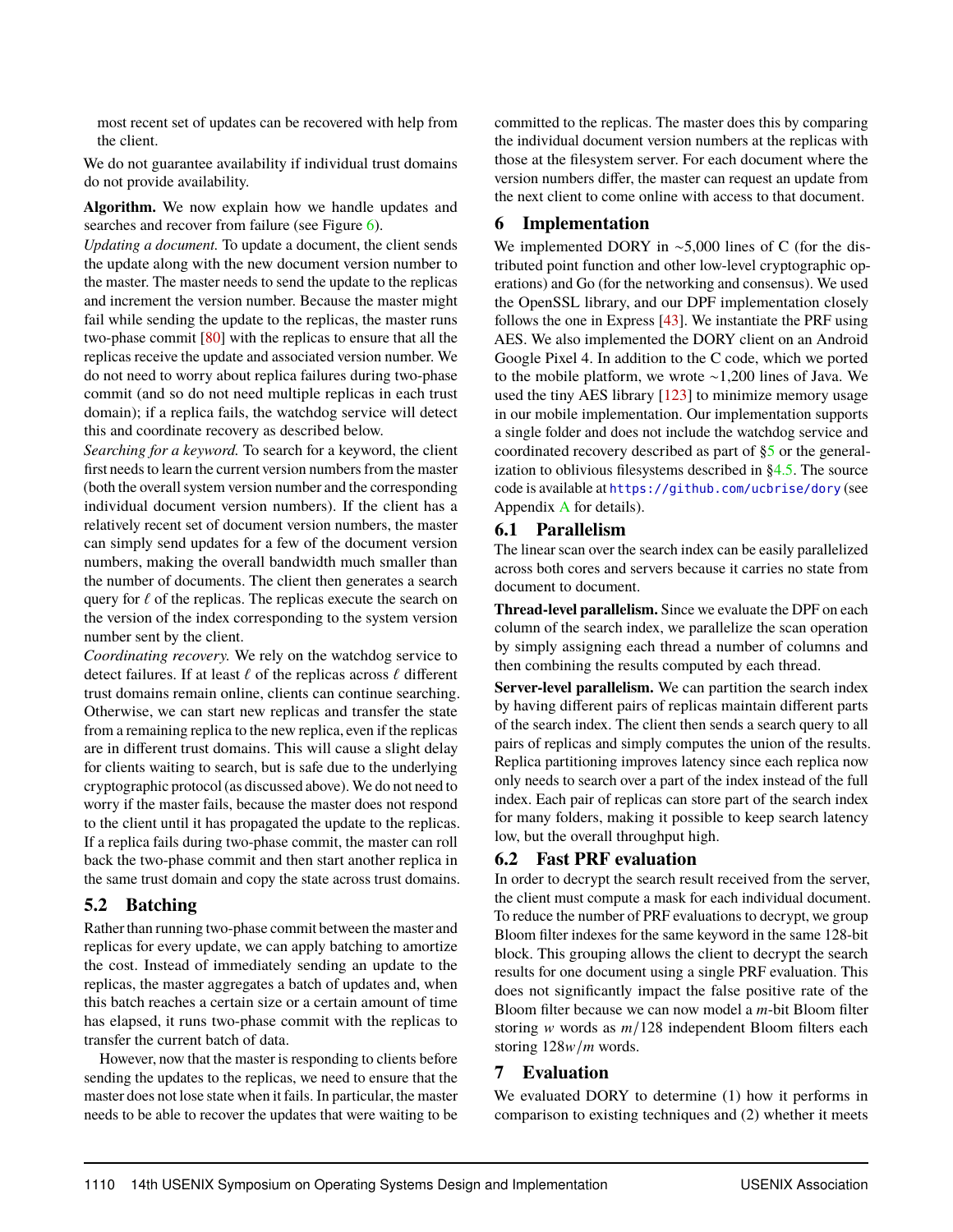most recent set of updates can be recovered with help from the client.

We do not guarantee availability if individual trust domains do not provide availability.

**Algorithm.** We now explain how we handle updates and searches and recover from failure (see Figure 6).

*Updating a document.* To update a document, the client sends the update along with the new document version number to the master. The master needs to send the update to the replicas and increment the version number. Because the master might fail while sending the update to the replicas, the master runs two-phase commit [80] with the replicas to ensure that all the replicas receive the update and associated version number. We do not need to worry about replica failures during two-phase commit (and so do not need multiple replicas in each trust domain); if a replica fails, the watchdog service will detect this and coordinate recovery as described below.

*Searching for a keyword.* To search for a keyword, the client first needs to learn the current version numbers from the master (both the overall system version number and the corresponding individual document version numbers). If the client has a relatively recent set of document version numbers, the master can simply send updates for a few of the document version numbers, making the overall bandwidth much smaller than the number of documents. The client then generates a search query for $\ell$ of the replicas. The replicas execute the search on the version of the index corresponding to the system version number sent by the client.

*Coordinating recovery.* We rely on the watchdog service to detect failures. If at least $\ell$ of the replicas across $\ell$ different trust domains remain online, clients can continue searching. Otherwise, we can start new replicas and transfer the state from a remaining replica to the new replica, even if the replicas are in different trust domains. This will cause a slight delay for clients waiting to search, but is safe due to the underlying cryptographic protocol (as discussed above). We do not need to worry if the master fails, because the master does not respond to the client until it has propagated the update to the replicas. If a replica fails during two-phase commit, the master can roll back the two-phase commit and then start another replica in the same trust domain and copy the state across trust domains.

## 5.2 Batching

Rather than running two-phase commit between the master and replicas for every update, we can apply batching to amortize the cost. Instead of immediately sending an update to the replicas, the master aggregates a batch of updates and, when this batch reaches a certain size or a certain amount of time has elapsed, it runs two-phase commit with the replicas to transfer the current batch of data.

However, now that the master is responding to clients before sending the updates to the replicas, we need to ensure that the master does not lose state when it fails. In particular, the master needs to be able to recover the updates that were waiting to be committed to the replicas. The master does this by comparing the individual document version numbers at the replicas with those at the filesystem server. For each document where the version numbers differ, the master can request an update from the next client to come online with access to that document.

# 6 Implementation

We implemented DORY in ~5,000 lines of C (for the distributed point function and other low-level cryptographic operations) and Go (for the networking and consensus). We used the OpenSSL library, and our DPF implementation closely follows the one in Express [43]. We instantiate the PRF using AES. We also implemented the DORY client on an Android Google Pixel 4. In addition to the C code, which we ported to the mobile platform, we wrote ~1,200 lines of Java. We used the tiny AES library [123] to minimize memory usage in our mobile implementation. Our implementation supports a single folder and does not include the watchdog service and coordinated recovery described as part of §5 or the generalization to oblivious filesystems described in §4.5. The source code is available at https://github.com/ucbrise/dory (see Appendix A for details).

## 6.1 Parallelism

The linear scan over the search index can be easily parallelized across both cores and servers because it carries no state from document to document.

**Thread-level parallelism.** Since we evaluate the DPF on each column of the search index, we parallelize the scan operation by simply assigning each thread a number of columns and then combining the results computed by each thread.

**Server-level parallelism.** We can partition the search index by having different pairs of replicas maintain different parts of the search index. The client then sends a search query to all pairs of replicas and simply computes the union of the results. Replica partitioning improves latency since each replica now only needs to search over a part of the index instead of the full index. Each pair of replicas can store part of the search index for many folders, making it possible to keep search latency low, but the overall throughput high.

## 6.2 Fast PRF evaluation

In order to decrypt the search result received from the server, the client must compute a mask for each individual document. To reduce the number of PRF evaluations to decrypt, we group Bloom filter indexes for the same keyword in the same 128-bit block. This grouping allows the client to decrypt the search results for one document using a single PRF evaluation. This does not significantly impact the false positive rate of the Bloom filter because we can now model a $m$-bit Bloom filter storing $w$ words as $m/128$ independent Bloom filters each storing $128w/m$ words.

# 7 Evaluation

We evaluated DORY to determine (1) how it performs in comparison to existing techniques and (2) whether it meets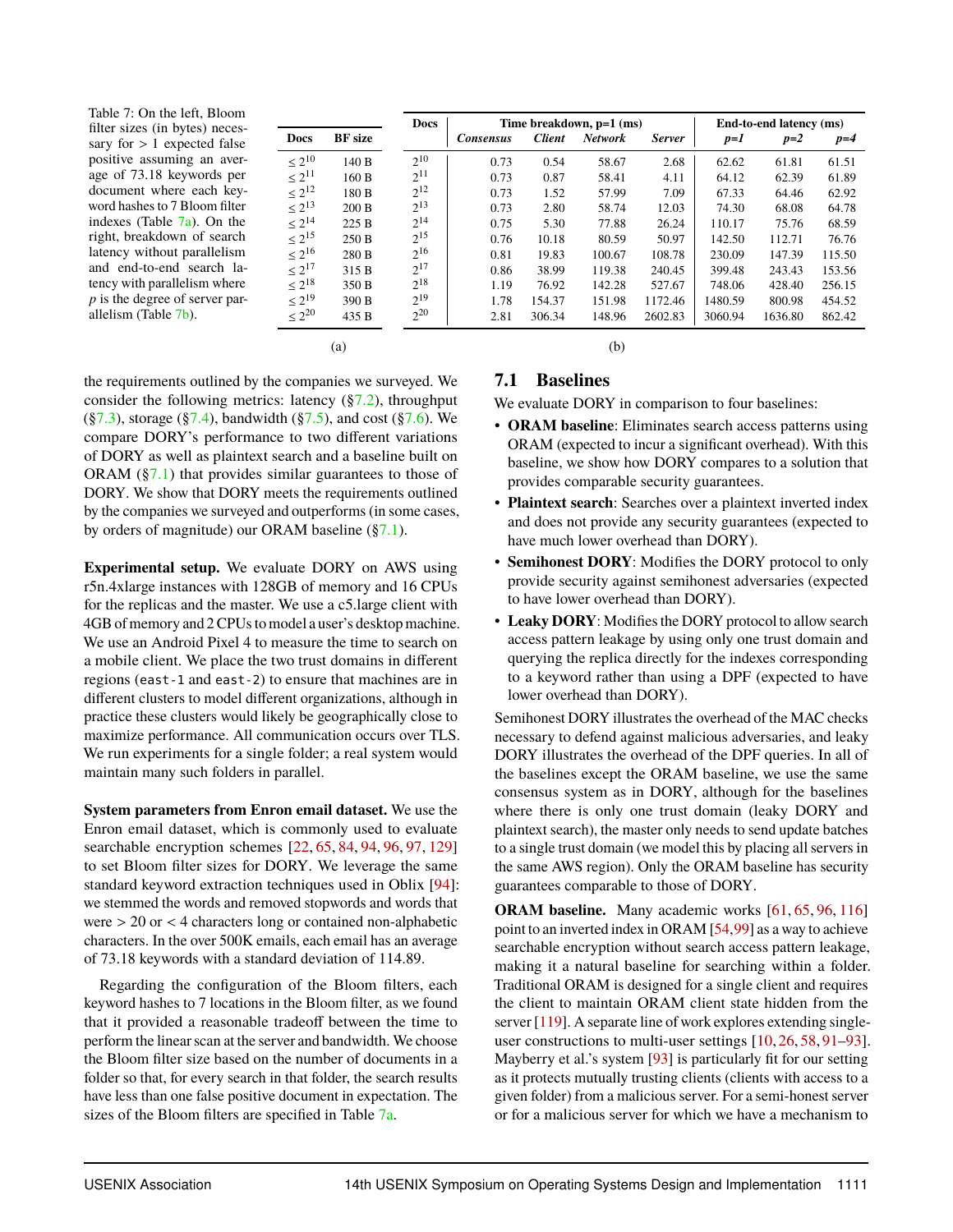Table 7: On the left, Bloom filter sizes (in bytes) necessary for > 1 expected false positive assuming an average of 73.18 keywords per document where each keyword hashes to 7 Bloom filter indexes (Table 7a). On the right, breakdown of search latency without parallelism and end-to-end search latency with parallelism where $p$ is the degree of server parallelism (Table 7b).

| Docs | BF size |
|---|---|
| $\leq 2^{10}$ | 140 B |
| $\leq 2^{11}$ | 160 B |
| $\leq 2^{12}$ | 180 B |
| $\leq 2^{13}$ | 200 B |
| $\leq 2^{14}$ | 225 B |
| $\leq 2^{15}$ | 250 B |
| $\leq 2^{16}$ | 280 B |
| $\leq 2^{17}$ | 315 B |
| $\leq 2^{18}$ | 350 B |
| $\leq 2^{19}$ | 390 B |
| $\leq 2^{20}$ | 435 B |

(a)

| Docs | Time breakdown, p=1 (ms) | | | | End-to-end latency (ms) | | |
|---|---|---|---|---|---|---|---|
| | *Consensus* | *Client* | *Network* | *Server* | *p=1* | *p=2* | *p=4* |
| $2^{10}$ | 0.73 | 0.54 | 58.67 | 2.68 | 62.62 | 61.81 | 61.51 |
| $2^{11}$ | 0.73 | 0.87 | 58.41 | 4.11 | 64.12 | 62.39 | 61.89 |
| $2^{12}$ | 0.73 | 1.52 | 57.99 | 7.09 | 67.33 | 64.46 | 62.92 |
| $2^{13}$ | 0.73 | 2.80 | 58.74 | 12.03 | 74.30 | 68.08 | 64.78 |
| $2^{14}$ | 0.75 | 5.30 | 77.88 | 26.24 | 110.17 | 75.76 | 68.59 |
| $2^{15}$ | 0.76 | 10.18 | 80.59 | 50.97 | 142.50 | 112.71 | 76.76 |
| $2^{16}$ | 0.81 | 19.83 | 100.67 | 108.78 | 230.09 | 147.39 | 115.50 |
| $2^{17}$ | 0.86 | 38.99 | 119.38 | 240.45 | 399.48 | 243.43 | 153.56 |
| $2^{18}$ | 1.19 | 76.92 | 142.28 | 527.67 | 748.06 | 428.40 | 256.15 |
| $2^{19}$ | 1.78 | 154.37 | 151.98 | 1172.46 | 1480.59 | 800.98 | 454.52 |
| $2^{20}$ | 2.81 | 306.34 | 148.96 | 2602.83 | 3060.94 | 1636.80 | 862.42 |

(b)

the requirements outlined by the companies we surveyed. We consider the following metrics: latency (§7.2), throughput (§7.3), storage (§7.4), bandwidth (§7.5), and cost (§7.6). We compare DORY's performance to two different variations of DORY as well as plaintext search and a baseline built on ORAM (§7.1) that provides similar guarantees to those of DORY. We show that DORY meets the requirements outlined by the companies we surveyed and outperforms (in some cases, by orders of magnitude) our ORAM baseline (§7.1).

**Experimental setup.** We evaluate DORY on AWS using r5n.4xlarge instances with 128GB of memory and 16 CPUs for the replicas and the master. We use a c5.large client with 4GB of memory and 2 CPUs to model a user's desktop machine. We use an Android Pixel 4 to measure the time to search on a mobile client. We place the two trust domains in different regions (`east-1` and `east-2`) to ensure that machines are in different clusters to model different organizations, although in practice these clusters would likely be geographically close to maximize performance. All communication occurs over TLS. We run experiments for a single folder; a real system would maintain many such folders in parallel.

**System parameters from Enron email dataset.** We use the Enron email dataset, which is commonly used to evaluate searchable encryption schemes [22, 65, 84, 94, 96, 97, 129] to set Bloom filter sizes for DORY. We leverage the same standard keyword extraction techniques used in Oblix [94]: we stemmed the words and removed stopwords and words that were > 20 or < 4 characters long or contained non-alphabetic characters. In the over 500K emails, each email has an average of 73.18 keywords with a standard deviation of 114.89.

Regarding the configuration of the Bloom filters, each keyword hashes to 7 locations in the Bloom filter, as we found that it provided a reasonable tradeoff between the time to perform the linear scan at the server and bandwidth. We choose the Bloom filter size based on the number of documents in a folder so that, for every search in that folder, the search results have less than one false positive document in expectation. The sizes of the Bloom filters are specified in Table 7a.

## 7.1 Baselines

We evaluate DORY in comparison to four baselines:

- **ORAM baseline**: Eliminates search access patterns using ORAM (expected to incur a significant overhead). With this baseline, we show how DORY compares to a solution that provides comparable security guarantees.
- **Plaintext search**: Searches over a plaintext inverted index and does not provide any security guarantees (expected to have much lower overhead than DORY).
- **Semihonest DORY**: Modifies the DORY protocol to only provide security against semihonest adversaries (expected to have lower overhead than DORY).
- **Leaky DORY**: Modifies the DORY protocol to allow search access pattern leakage by using only one trust domain and querying the replica directly for the indexes corresponding to a keyword rather than using a DPF (expected to have lower overhead than DORY).

Semihonest DORY illustrates the overhead of the MAC checks necessary to defend against malicious adversaries, and leaky DORY illustrates the overhead of the DPF queries. In all of the baselines except the ORAM baseline, we use the same consensus system as in DORY, although for the baselines where there is only one trust domain (leaky DORY and plaintext search), the master only needs to send update batches to a single trust domain (we model this by placing all servers in the same AWS region). Only the ORAM baseline has security guarantees comparable to those of DORY.

**ORAM baseline.** Many academic works [61, 65, 96, 116] point to an inverted index in ORAM [54,99] as a way to achieve searchable encryption without search access pattern leakage, making it a natural baseline for searching within a folder. Traditional ORAM is designed for a single client and requires the client to maintain ORAM client state hidden from the server [119]. A separate line of work explores extending single-user constructions to multi-user settings [10, 26, 58, 91–93]. Mayberry et al.'s system [93] is particularly fit for our setting as it protects mutually trusting clients (clients with access to a given folder) from a malicious server. For a semi-honest server or for a malicious server for which we have a mechanism to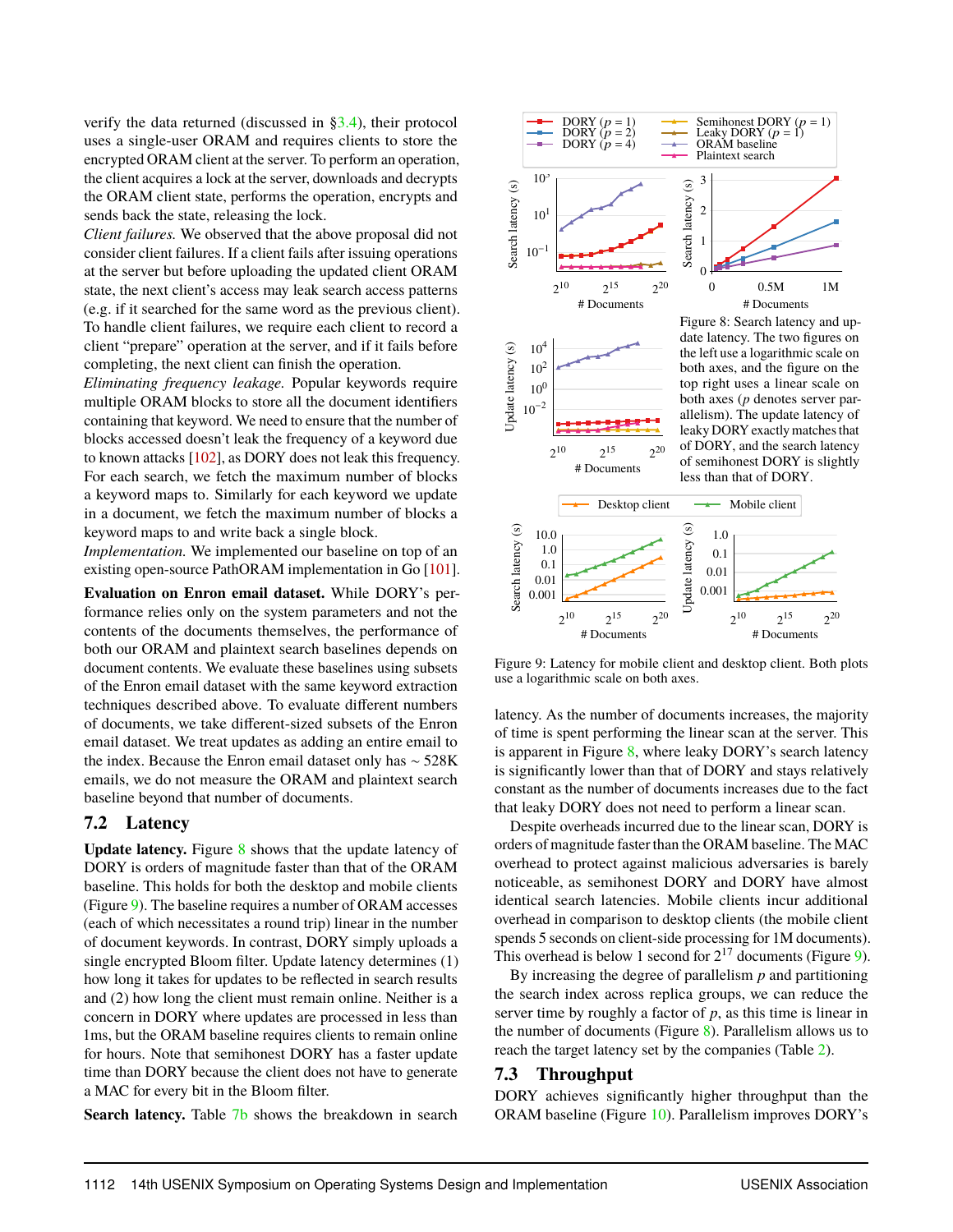verify the data returned (discussed in §3.4), their protocol uses a single-user ORAM and requires clients to store the encrypted ORAM client at the server. To perform an operation, the client acquires a lock at the server, downloads and decrypts the ORAM client state, performs the operation, encrypts and sends back the state, releasing the lock.

*Client failures.* We observed that the above proposal did not consider client failures. If a client fails after issuing operations at the server but before uploading the updated client ORAM state, the next client's access may leak search access patterns (e.g. if it searched for the same word as the previous client). To handle client failures, we require each client to record a client "prepare" operation at the server, and if it fails before completing, the next client can finish the operation.

*Eliminating frequency leakage.* Popular keywords require multiple ORAM blocks to store all the document identifiers containing that keyword. We need to ensure that the number of blocks accessed doesn't leak the frequency of a keyword due to known attacks [102], as DORY does not leak this frequency. For each search, we fetch the maximum number of blocks a keyword maps to. Similarly for each keyword we update in a document, we fetch the maximum number of blocks a keyword maps to and write back a single block.

*Implementation.* We implemented our baseline on top of an existing open-source PathORAM implementation in Go [101].

**Evaluation on Enron email dataset.** While DORY's performance relies only on the system parameters and not the contents of the documents themselves, the performance of both our ORAM and plaintext search baselines depends on document contents. We evaluate these baselines using subsets of the Enron email dataset with the same keyword extraction techniques described above. To evaluate different numbers of documents, we take different-sized subsets of the Enron email dataset. We treat updates as adding an entire email to the index. Because the Enron email dataset only has ~ 528K emails, we do not measure the ORAM and plaintext search baseline beyond that number of documents.

## 7.2 Latency

**Update latency.** Figure 8 shows that the update latency of DORY is orders of magnitude faster than that of the ORAM baseline. This holds for both the desktop and mobile clients (Figure 9). The baseline requires a number of ORAM accesses (each of which necessitates a round trip) linear in the number of document keywords. In contrast, DORY simply uploads a single encrypted Bloom filter. Update latency determines (1) how long it takes for updates to be reflected in search results and (2) how long the client must remain online. Neither is a concern in DORY where updates are processed in less than 1ms, but the ORAM baseline requires clients to remain online for hours. Note that semihonest DORY has a faster update time than DORY because the client does not have to generate a MAC for every bit in the Bloom filter.

**Search latency.** Table 7b shows the breakdown in search latency. As the number of documents increases, the majority of time is spent performing the linear scan at the server. This is apparent in Figure 8, where leaky DORY's search latency is significantly lower than that of DORY and stays relatively constant as the number of documents increases due to the fact that leaky DORY does not need to perform a linear scan.

Figure 8: Search latency and update latency. The two figures on the left use a logarithmic scale on both axes, and the figure on the top right uses a linear scale on both axes ($p$ denotes server parallelism). The update latency of leaky DORY exactly matches that of DORY, and the search latency of semihonest DORY is slightly less than that of DORY.

Figure 9: Latency for mobile client and desktop client. Both plots use a logarithmic scale on both axes.

Despite overheads incurred due to the linear scan, DORY is orders of magnitude faster than the ORAM baseline. The MAC overhead to protect against malicious adversaries is barely noticeable, as semihonest DORY and DORY have almost identical search latencies. Mobile clients incur additional overhead in comparison to desktop clients (the mobile client spends 5 seconds on client-side processing for 1M documents). This overhead is below 1 second for $2^{17}$ documents (Figure 9).

By increasing the degree of parallelism $p$ and partitioning the search index across replica groups, we can reduce the server time by roughly a factor of $p$, as this time is linear in the number of documents (Figure 8). Parallelism allows us to reach the target latency set by the companies (Table 2).

## 7.3 Throughput

DORY achieves significantly higher throughput than the ORAM baseline (Figure 10). Parallelism improves DORY's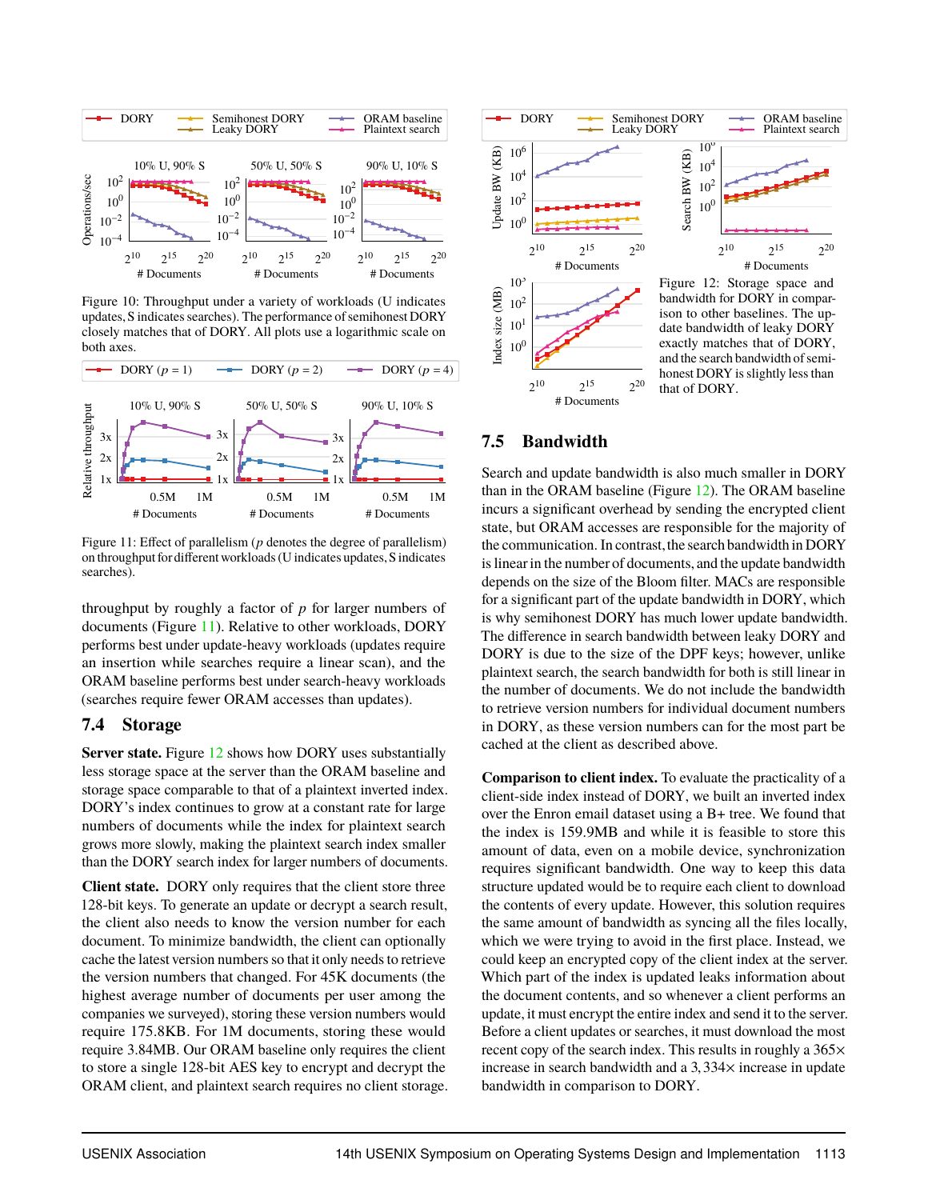Figure 10: Throughput under a variety of workloads (U indicates updates, S indicates searches). The performance of semihonest DORY closely matches that of DORY. All plots use a logarithmic scale on both axes.

Figure 11: Effect of parallelism ($p$ denotes the degree of parallelism) on throughput for different workloads (U indicates updates, S indicates searches).

throughput by roughly a factor of $p$ for larger numbers of documents (Figure 11). Relative to other workloads, DORY performs best under update-heavy workloads (updates require an insertion while searches require a linear scan), and the ORAM baseline performs best under search-heavy workloads (searches require fewer ORAM accesses than updates).

## 7.4 Storage

**Server state.** Figure 12 shows how DORY uses substantially less storage space at the server than the ORAM baseline and storage space comparable to that of a plaintext inverted index. DORY's index continues to grow at a constant rate for large numbers of documents while the index for plaintext search grows more slowly, making the plaintext search index smaller than the DORY search index for larger numbers of documents.

**Client state.** DORY only requires that the client store three 128-bit keys. To generate an update or decrypt a search result, the client also needs to know the version number for each document. To minimize bandwidth, the client can optionally cache the latest version numbers so that it only needs to retrieve the version numbers that changed. For 45K documents (the highest average number of documents per user among the companies we surveyed), storing these version numbers would require 175.8KB. For 1M documents, storing these would require 3.84MB. Our ORAM baseline only requires the client to store a single 128-bit AES key to encrypt and decrypt the ORAM client, and plaintext search requires no client storage.

Figure 12: Storage space and bandwidth for DORY in comparison to other baselines. The update bandwidth of leaky DORY exactly matches that of DORY, and the search bandwidth of semi-honest DORY is slightly less than that of DORY.

## 7.5 Bandwidth

Search and update bandwidth is also much smaller in DORY than in the ORAM baseline (Figure 12). The ORAM baseline incurs a significant overhead by sending the encrypted client state, but ORAM accesses are responsible for the majority of the communication. In contrast, the search bandwidth in DORY is linear in the number of documents, and the update bandwidth depends on the size of the Bloom filter. MACs are responsible for a significant part of the update bandwidth in DORY, which is why semihonest DORY has much lower update bandwidth. The difference in search bandwidth between leaky DORY and DORY is due to the size of the DPF keys; however, unlike plaintext search, the search bandwidth for both is still linear in the number of documents. We do not include the bandwidth to retrieve version numbers for individual document numbers in DORY, as these version numbers can for the most part be cached at the client as described above.

**Comparison to client index.** To evaluate the practicality of a client-side index instead of DORY, we built an inverted index over the Enron email dataset using a B+ tree. We found that the index is 159.9MB and while it is feasible to store this amount of data, even on a mobile device, synchronization requires significant bandwidth. One way to keep this data structure updated would be to require each client to download the contents of every update. However, this solution requires the same amount of bandwidth as syncing all the files locally, which we were trying to avoid in the first place. Instead, we could keep an encrypted copy of the client index at the server. Which part of the index is updated leaks information about the document contents, and so whenever a client performs an update, it must encrypt the entire index and send it to the server. Before a client updates or searches, it must download the most recent copy of the search index. This results in roughly a $365\times$ increase in search bandwidth and a $3,334\times$ increase in update bandwidth in comparison to DORY.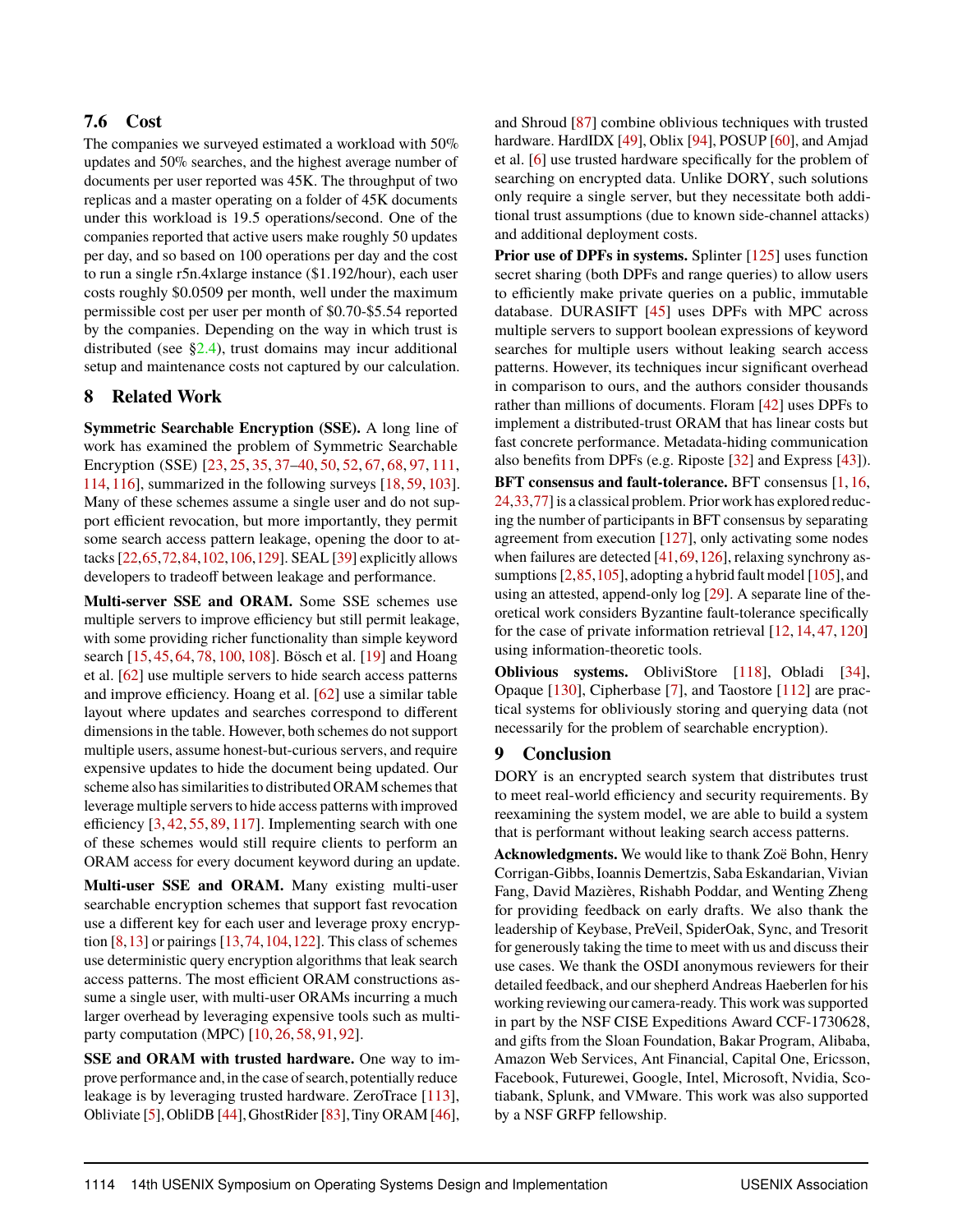## 7.6 Cost

The companies we surveyed estimated a workload with 50% updates and 50% searches, and the highest average number of documents per user reported was 45K. The throughput of two replicas and a master operating on a folder of 45K documents under this workload is 19.5 operations/second. One of the companies reported that active users make roughly 50 updates per day, and so based on 100 operations per day and the cost to run a single r5n.4xlarge instance ($1.192/hour), each user costs roughly $0.0509 per month, well under the maximum permissible cost per user per month of $0.70-$5.54 reported by the companies. Depending on the way in which trust is distributed (see §2.4), trust domains may incur additional setup and maintenance costs not captured by our calculation.

# 8 Related Work

**Symmetric Searchable Encryption (SSE).** A long line of work has examined the problem of Symmetric Searchable Encryption (SSE) [23, 25, 35, 37–40, 50, 52, 67, 68, 97, 111, 114, 116], summarized in the following surveys [18, 59, 103]. Many of these schemes assume a single user and do not support efficient revocation, but more importantly, they permit some search access pattern leakage, opening the door to attacks [22,65,72,84,102,106,129]. SEAL [39] explicitly allows developers to tradeoff between leakage and performance.

**Multi-server SSE and ORAM.** Some SSE schemes use multiple servers to improve efficiency but still permit leakage, with some providing richer functionality than simple keyword search [15, 45, 64, 78, 100, 108]. Bösch et al. [19] and Hoang et al. [62] use multiple servers to hide search access patterns and improve efficiency. Hoang et al. [62] use a similar table layout where updates and searches correspond to different dimensions in the table. However, both schemes do not support multiple users, assume honest-but-curious servers, and require expensive updates to hide the document being updated. Our scheme also has similarities to distributed ORAM schemes that leverage multiple servers to hide access patterns with improved efficiency [3, 42, 55, 89, 117]. Implementing search with one of these schemes would still require clients to perform an ORAM access for every document keyword during an update.

**Multi-user SSE and ORAM.** Many existing multi-user searchable encryption schemes that support fast revocation use a different key for each user and leverage proxy encryption [8, 13] or pairings [13, 74, 104, 122]. This class of schemes use deterministic query encryption algorithms that leak search access patterns. The most efficient ORAM constructions assume a single user, with multi-user ORAMs incurring a much larger overhead by leveraging expensive tools such as multi-party computation (MPC) [10, 26, 58, 91, 92].

**SSE and ORAM with trusted hardware.** One way to improve performance and, in the case of search, potentially reduce leakage is by leveraging trusted hardware. ZeroTrace [113], Obliviate [5], ObliDB [44], GhostRider [83], Tiny ORAM [46], and Shroud [87] combine oblivious techniques with trusted hardware. HardIDX [49], Oblix [94], POSUP [60], and Amjad et al. [6] use trusted hardware specifically for the problem of searching on encrypted data. Unlike DORY, such solutions only require a single server, but they necessitate both additional trust assumptions (due to known side-channel attacks) and additional deployment costs.

**Prior use of DPFs in systems.** Splinter [125] uses function secret sharing (both DPFs and range queries) to allow users to efficiently make private queries on a public, immutable database. DURASIFT [45] uses DPFs with MPC across multiple servers to support boolean expressions of keyword searches for multiple users without leaking search access patterns. However, its techniques incur significant overhead in comparison to ours, and the authors consider thousands rather than millions of documents. Floram [42] uses DPFs to implement a distributed-trust ORAM that has linear costs but fast concrete performance. Metadata-hiding communication also benefits from DPFs (e.g. Riposte [32] and Express [43]).

**BFT consensus and fault-tolerance.** BFT consensus [1, 16, 24, 33, 77] is a classical problem. Prior work has explored reducing the number of participants in BFT consensus by separating agreement from execution [127], only activating some nodes when failures are detected [41, 69, 126], relaxing synchrony assumptions [2, 85, 105], adopting a hybrid fault model [105], and using an attested, append-only log [29]. A separate line of theoretical work considers Byzantine fault-tolerance specifically for the case of private information retrieval [12, 14, 47, 120] using information-theoretic tools.

**Oblivious systems.** ObliviStore [118], Obladi [34], Opaque [130], Cipherbase [7], and Taostore [112] are practical systems for obliviously storing and querying data (not necessarily for the problem of searchable encryption).

# 9 Conclusion

DORY is an encrypted search system that distributes trust to meet real-world efficiency and security requirements. By reexamining the system model, we are able to build a system that is performant without leaking search access patterns.

**Acknowledgments.** We would like to thank Zoë Bohn, Henry Corrigan-Gibbs, Ioannis Demertzis, Saba Eskandarian, Vivian Fang, David Mazières, Rishabh Poddar, and Wenting Zheng for providing feedback on early drafts. We also thank the leadership of Keybase, PreVeil, SpiderOak, Sync, and Tresorit for generously taking the time to meet with us and discuss their use cases. We thank the OSDI anonymous reviewers for their detailed feedback, and our shepherd Andreas Haeberlen for his working reviewing our camera-ready. This work was supported in part by the NSF CISE Expeditions Award CCF-1730628, and gifts from the Sloan Foundation, Bakar Program, Alibaba, Amazon Web Services, Ant Financial, Capital One, Ericsson, Facebook, Futurewei, Google, Intel, Microsoft, Nvidia, Scotiabank, Splunk, and VMware. This work was also supported by a NSF GRFP fellowship.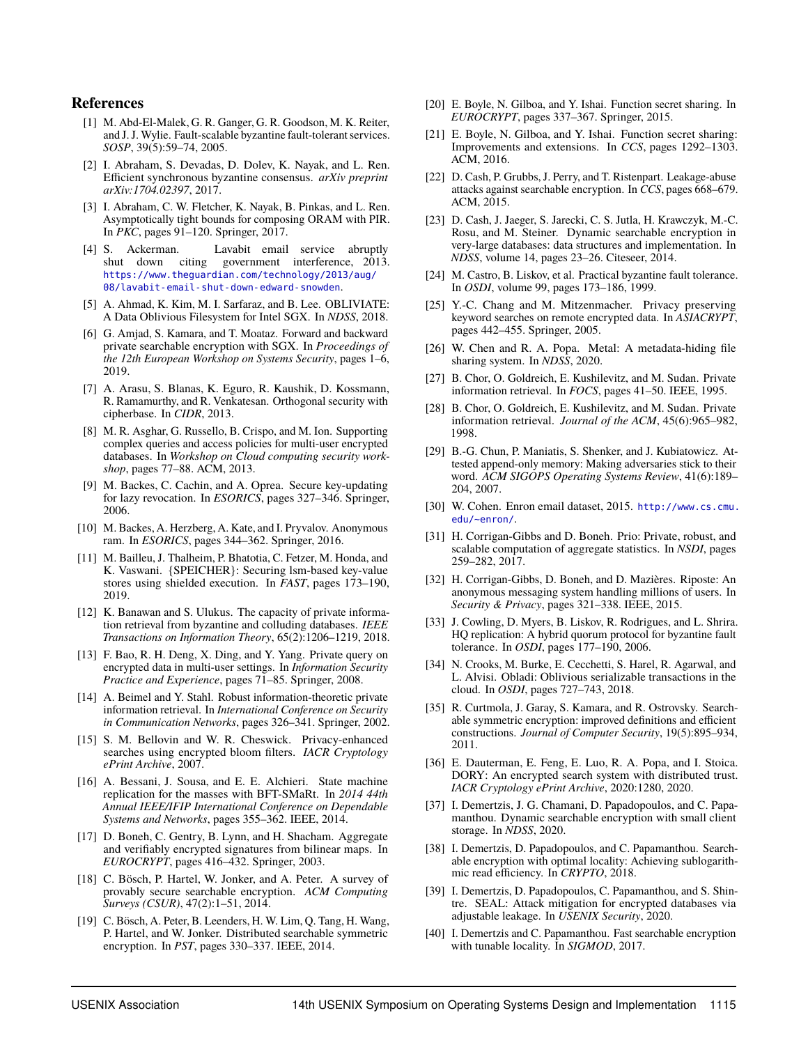## References

[1] M. Abd-El-Malek, G. R. Ganger, G. R. Goodson, M. K. Reiter, and J. J. Wylie. Fault-scalable byzantine fault-tolerant services. *SOSP*, 39(5):59–74, 2005.

[2] I. Abraham, S. Devadas, D. Dolev, K. Nayak, and L. Ren. Efficient synchronous byzantine consensus. *arXiv preprint arXiv:1704.02397*, 2017.

[3] I. Abraham, C. W. Fletcher, K. Nayak, B. Pinkas, and L. Ren. Asymptotically tight bounds for composing ORAM with PIR. In *PKC*, pages 91–120. Springer, 2017.

[4] S. Ackerman. Lavabit email service abruptly shut down citing government interference, 2013. https://www.theguardian.com/technology/2013/aug/08/lavabit-email-shut-down-edward-snowden.

[5] A. Ahmad, K. Kim, M. I. Sarfaraz, and B. Lee. OBLIVIATE: A Data Oblivious Filesystem for Intel SGX. In *NDSS*, 2018.

[6] G. Amjad, S. Kamara, and T. Moataz. Forward and backward private searchable encryption with SGX. In *Proceedings of the 12th European Workshop on Systems Security*, pages 1–6, 2019.

[7] A. Arasu, S. Blanas, K. Eguro, R. Kaushik, D. Kossmann, R. Ramamurthy, and R. Venkatesan. Orthogonal security with cipherbase. In *CIDR*, 2013.

[8] M. R. Asghar, G. Russello, B. Crispo, and M. Ion. Supporting complex queries and access policies for multi-user encrypted databases. In *Workshop on Cloud computing security workshop*, pages 77–88. ACM, 2013.

[9] M. Backes, C. Cachin, and A. Oprea. Secure key-updating for lazy revocation. In *ESORICS*, pages 327–346. Springer, 2006.

[10] M. Backes, A. Herzberg, A. Kate, and I. Pryvalov. Anonymous ram. In *ESORICS*, pages 344–362. Springer, 2016.

[11] M. Bailleu, J. Thalheim, P. Bhatotia, C. Fetzer, M. Honda, and K. Vaswani. {SPEICHER}: Securing lsm-based key-value stores using shielded execution. In *FAST*, pages 173–190, 2019.

[12] K. Banawan and S. Ulukus. The capacity of private information retrieval from byzantine and colluding databases. *IEEE Transactions on Information Theory*, 65(2):1206–1219, 2018.

[13] F. Bao, R. H. Deng, X. Ding, and Y. Yang. Private query on encrypted data in multi-user settings. In *Information Security Practice and Experience*, pages 71–85. Springer, 2008.

[14] A. Beimel and Y. Stahl. Robust information-theoretic private information retrieval. In *International Conference on Security in Communication Networks*, pages 326–341. Springer, 2002.

[15] S. M. Bellovin and W. R. Cheswick. Privacy-enhanced searches using encrypted bloom filters. *IACR Cryptology ePrint Archive*, 2007.

[16] A. Bessani, J. Sousa, and E. E. Alchieri. State machine replication for the masses with BFT-SMaRt. In *2014 44th Annual IEEE/IFIP International Conference on Dependable Systems and Networks*, pages 355–362. IEEE, 2014.

[17] D. Boneh, C. Gentry, B. Lynn, and H. Shacham. Aggregate and verifiably encrypted signatures from bilinear maps. In *EUROCRYPT*, pages 416–432. Springer, 2003.

[18] C. Bösch, P. Hartel, W. Jonker, and A. Peter. A survey of provably secure searchable encryption. *ACM Computing Surveys (CSUR)*, 47(2):1–51, 2014.

[19] C. Bösch, A. Peter, B. Leenders, H. W. Lim, Q. Tang, H. Wang, P. Hartel, and W. Jonker. Distributed searchable symmetric encryption. In *PST*, pages 330–337. IEEE, 2014.

[20] E. Boyle, N. Gilboa, and Y. Ishai. Function secret sharing. In *EUROCRYPT*, pages 337–367. Springer, 2015.

[21] E. Boyle, N. Gilboa, and Y. Ishai. Function secret sharing: Improvements and extensions. In *CCS*, pages 1292–1303. ACM, 2016.

[22] D. Cash, P. Grubbs, J. Perry, and T. Ristenpart. Leakage-abuse attacks against searchable encryption. In *CCS*, pages 668–679. ACM, 2015.

[23] D. Cash, J. Jaeger, S. Jarecki, C. S. Jutla, H. Krawczyk, M.-C. Rosu, and M. Steiner. Dynamic searchable encryption in very-large databases: data structures and implementation. In *NDSS*, volume 14, pages 23–26. Citeseer, 2014.

[24] M. Castro, B. Liskov, et al. Practical byzantine fault tolerance. In *OSDI*, volume 99, pages 173–186, 1999.

[25] Y.-C. Chang and M. Mitzenmacher. Privacy preserving keyword searches on remote encrypted data. In *ASIACRYPT*, pages 442–455. Springer, 2005.

[26] W. Chen and R. A. Popa. Metal: A metadata-hiding file sharing system. In *NDSS*, 2020.

[27] B. Chor, O. Goldreich, E. Kushilevitz, and M. Sudan. Private information retrieval. In *FOCS*, pages 41–50. IEEE, 1995.

[28] B. Chor, O. Goldreich, E. Kushilevitz, and M. Sudan. Private information retrieval. *Journal of the ACM*, 45(6):965–982, 1998.

[29] B.-G. Chun, P. Maniatis, S. Shenker, and J. Kubiatowicz. Attested append-only memory: Making adversaries stick to their word. *ACM SIGOPS Operating Systems Review*, 41(6):189–204, 2007.

[30] W. Cohen. Enron email dataset, 2015. http://www.cs.cmu.edu/~enron/.

[31] H. Corrigan-Gibbs and D. Boneh. Prio: Private, robust, and scalable computation of aggregate statistics. In *NSDI*, pages 259–282, 2017.

[32] H. Corrigan-Gibbs, D. Boneh, and D. Mazières. Riposte: An anonymous messaging system handling millions of users. In *Security & Privacy*, pages 321–338. IEEE, 2015.

[33] J. Cowling, D. Myers, B. Liskov, R. Rodrigues, and L. Shrira. HQ replication: A hybrid quorum protocol for byzantine fault tolerance. In *OSDI*, pages 177–190, 2006.

[34] N. Crooks, M. Burke, E. Cecchetti, S. Harel, R. Agarwal, and L. Alvisi. Obladi: Oblivious serializable transactions in the cloud. In *OSDI*, pages 727–743, 2018.

[35] R. Curtmola, J. Garay, S. Kamara, and R. Ostrovsky. Searchable symmetric encryption: improved definitions and efficient constructions. *Journal of Computer Security*, 19(5):895–934, 2011.

[36] E. Dauterman, E. Feng, E. Luo, R. A. Popa, and I. Stoica. DORY: An encrypted search system with distributed trust. *IACR Cryptology ePrint Archive*, 2020:1280, 2020.

[37] I. Demertzis, J. G. Chamani, D. Papadopoulos, and C. Papamanthou. Dynamic searchable encryption with small client storage. In *NDSS*, 2020.

[38] I. Demertzis, D. Papadopoulos, and C. Papamanthou. Searchable encryption with optimal locality: Achieving sublogarithmic read efficiency. In *CRYPTO*, 2018.

[39] I. Demertzis, D. Papadopoulos, C. Papamanthou, and S. Shintre. SEAL: Attack mitigation for encrypted databases via adjustable leakage. In *USENIX Security*, 2020.

[40] I. Demertzis and C. Papamanthou. Fast searchable encryption with tunable locality. In *SIGMOD*, 2017.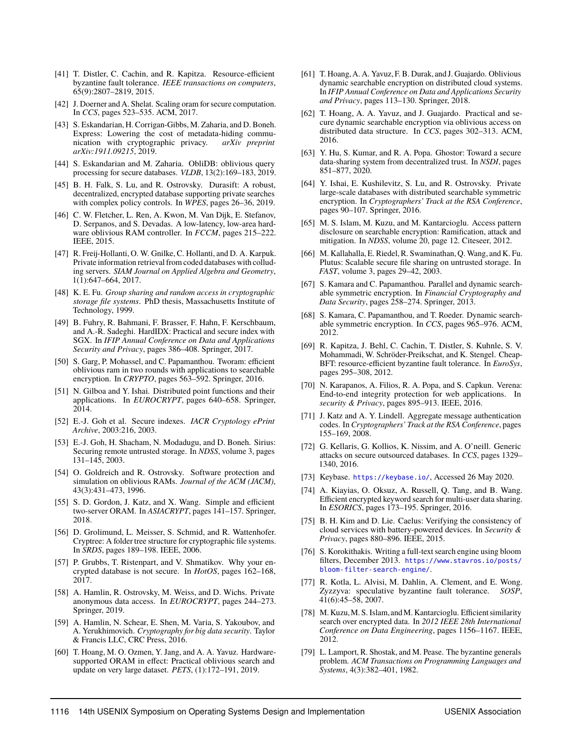[41] T. Distler, C. Cachin, and R. Kapitza. Resource-efficient byzantine fault tolerance. *IEEE transactions on computers*, 65(9):2807–2819, 2015.

[42] J. Doerner and A. Shelat. Scaling oram for secure computation. In *CCS*, pages 523–535. ACM, 2017.

[43] S. Eskandarian, H. Corrigan-Gibbs, M. Zaharia, and D. Boneh. Express: Lowering the cost of metadata-hiding communication with cryptographic privacy. *arXiv preprint arXiv:1911.09215*, 2019.

[44] S. Eskandarian and M. Zaharia. ObliDB: oblivious query processing for secure databases. *VLDB*, 13(2):169–183, 2019.

[45] B. H. Falk, S. Lu, and R. Ostrovsky. Durasift: A robust, decentralized, encrypted database supporting private searches with complex policy controls. In *WPES*, pages 26–36, 2019.

[46] C. W. Fletcher, L. Ren, A. Kwon, M. Van Dijk, E. Stefanov, D. Serpanos, and S. Devadas. A low-latency, low-area hardware oblivious RAM controller. In *FCCM*, pages 215–222. IEEE, 2015.

[47] R. Freij-Hollanti, O. W. Gnilke, C. Hollanti, and D. A. Karpuk. Private information retrieval from coded databases with colluding servers. *SIAM Journal on Applied Algebra and Geometry*, 1(1):647–664, 2017.

[48] K. E. Fu. *Group sharing and random access in cryptographic storage file systems*. PhD thesis, Massachusetts Institute of Technology, 1999.

[49] B. Fuhry, R. Bahmani, F. Brasser, F. Hahn, F. Kerschbaum, and A.-R. Sadeghi. HardIDX: Practical and secure index with SGX. In *IFIP Annual Conference on Data and Applications Security and Privacy*, pages 386–408. Springer, 2017.

[50] S. Garg, P. Mohassel, and C. Papamanthou. Tworam: efficient oblivious ram in two rounds with applications to searchable encryption. In *CRYPTO*, pages 563–592. Springer, 2016.

[51] N. Gilboa and Y. Ishai. Distributed point functions and their applications. In *EUROCRYPT*, pages 640–658. Springer, 2014.

[52] E.-J. Goh et al. Secure indexes. *IACR Cryptology ePrint Archive*, 2003:216, 2003.

[53] E.-J. Goh, H. Shacham, N. Modadugu, and D. Boneh. Sirius: Securing remote untrusted storage. In *NDSS*, volume 3, pages 131–145, 2003.

[54] O. Goldreich and R. Ostrovsky. Software protection and simulation on oblivious RAMs. *Journal of the ACM (JACM)*, 43(3):431–473, 1996.

[55] S. D. Gordon, J. Katz, and X. Wang. Simple and efficient two-server ORAM. In *ASIACRYPT*, pages 141–157. Springer, 2018.

[56] D. Grolimund, L. Meisser, S. Schmid, and R. Wattenhofer. Cryptree: A folder tree structure for cryptographic file systems. In *SRDS*, pages 189–198. IEEE, 2006.

[57] P. Grubbs, T. Ristenpart, and V. Shmatikov. Why your encrypted database is not secure. In *HotOS*, pages 162–168, 2017.

[58] A. Hamlin, R. Ostrovsky, M. Weiss, and D. Wichs. Private anonymous data access. In *EUROCRYPT*, pages 244–273. Springer, 2019.

[59] A. Hamlin, N. Schear, E. Shen, M. Varia, S. Yakoubov, and A. Yerukhimovich. *Cryptography for big data security*. Taylor & Francis LLC, CRC Press, 2016.

[60] T. Hoang, M. O. Ozmen, Y. Jang, and A. A. Yavuz. Hardware-supported ORAM in effect: Practical oblivious search and update on very large dataset. *PETS*, (1):172–191, 2019.

[61] T. Hoang, A. A. Yavuz, F. B. Durak, and J. Guajardo. Oblivious dynamic searchable encryption on distributed cloud systems. In *IFIP Annual Conference on Data and Applications Security and Privacy*, pages 113–130. Springer, 2018.

[62] T. Hoang, A. A. Yavuz, and J. Guajardo. Practical and secure dynamic searchable encryption via oblivious access on distributed data structure. In *CCS*, pages 302–313. ACM, 2016.

[63] Y. Hu, S. Kumar, and R. A. Popa. Ghostor: Toward a secure data-sharing system from decentralized trust. In *NSDI*, pages 851–877, 2020.

[64] Y. Ishai, E. Kushilevitz, S. Lu, and R. Ostrovsky. Private large-scale databases with distributed searchable symmetric encryption. In *Cryptographers' Track at the RSA Conference*, pages 90–107. Springer, 2016.

[65] M. S. Islam, M. Kuzu, and M. Kantarcioglu. Access pattern disclosure on searchable encryption: Ramification, attack and mitigation. In *NDSS*, volume 20, page 12. Citeseer, 2012.

[66] M. Kallahalla, E. Riedel, R. Swaminathan, Q. Wang, and K. Fu. Plutus: Scalable secure file sharing on untrusted storage. In *FAST*, volume 3, pages 29–42, 2003.

[67] S. Kamara and C. Papamanthou. Parallel and dynamic searchable symmetric encryption. In *Financial Cryptography and Data Security*, pages 258–274. Springer, 2013.

[68] S. Kamara, C. Papamanthou, and T. Roeder. Dynamic searchable symmetric encryption. In *CCS*, pages 965–976. ACM, 2012.

[69] R. Kapitza, J. Behl, C. Cachin, T. Distler, S. Kuhnle, S. V. Mohammadi, W. Schröder-Preikschat, and K. Stengel. CheapBFT: resource-efficient byzantine fault tolerance. In *EuroSys*, pages 295–308, 2012.

[70] N. Karapanos, A. Filios, R. A. Popa, and S. Capkun. Verena: End-to-end integrity protection for web applications. In *security & Privacy*, pages 895–913. IEEE, 2016.

[71] J. Katz and A. Y. Lindell. Aggregate message authentication codes. In *Cryptographers' Track at the RSA Conference*, pages 155–169, 2008.

[72] G. Kellaris, G. Kollios, K. Nissim, and A. O'neill. Generic attacks on secure outsourced databases. In *CCS*, pages 1329–1340, 2016.

[73] Keybase. https://keybase.io/, Accessed 26 May 2020.

[74] A. Kiayias, O. Oksuz, A. Russell, Q. Tang, and B. Wang. Efficient encrypted keyword search for multi-user data sharing. In *ESORICS*, pages 173–195. Springer, 2016.

[75] B. H. Kim and D. Lie. Caelus: Verifying the consistency of cloud services with battery-powered devices. In *Security & Privacy*, pages 880–896. IEEE, 2015.

[76] S. Korokithakis. Writing a full-text search engine using bloom filters, December 2013. https://www.stavros.io/posts/bloom-filter-search-engine/.

[77] R. Kotla, L. Alvisi, M. Dahlin, A. Clement, and E. Wong. Zyzzyva: speculative byzantine fault tolerance. *SOSP*, 41(6):45–58, 2007.

[78] M. Kuzu, M. S. Islam, and M. Kantarcioglu. Efficient similarity search over encrypted data. In *2012 IEEE 28th International Conference on Data Engineering*, pages 1156–1167. IEEE, 2012.

[79] L. Lamport, R. Shostak, and M. Pease. The byzantine generals problem. *ACM Transactions on Programming Languages and Systems*, 4(3):382–401, 1982.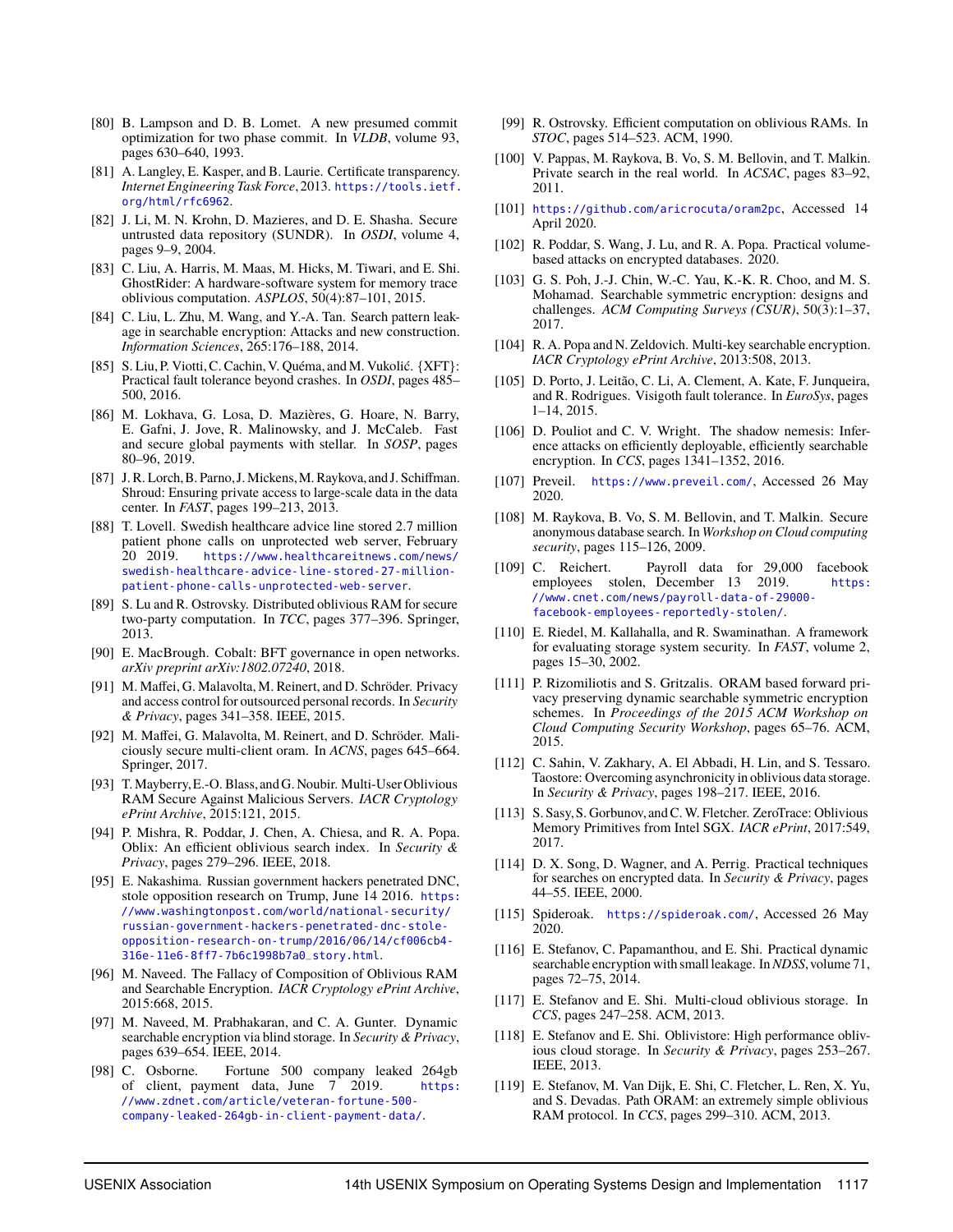[80] B. Lampson and D. B. Lomet. A new presumed commit optimization for two phase commit. In *VLDB*, volume 93, pages 630–640, 1993.

[81] A. Langley, E. Kasper, and B. Laurie. Certificate transparency. *Internet Engineering Task Force*, 2013. https://tools.ietf.org/html/rfc6962.

[82] J. Li, M. N. Krohn, D. Mazieres, and D. E. Shasha. Secure untrusted data repository (SUNDR). In *OSDI*, volume 4, pages 9–9, 2004.

[83] C. Liu, A. Harris, M. Maas, M. Hicks, M. Tiwari, and E. Shi. GhostRider: A hardware-software system for memory trace oblivious computation. *ASPLOS*, 50(4):87–101, 2015.

[84] C. Liu, L. Zhu, M. Wang, and Y.-A. Tan. Search pattern leakage in searchable encryption: Attacks and new construction. *Information Sciences*, 265:176–188, 2014.

[85] S. Liu, P. Viotti, C. Cachin, V. Quéma, and M. Vukolić. {XFT}: Practical fault tolerance beyond crashes. In *OSDI*, pages 485–500, 2016.

[86] M. Lokhava, G. Losa, D. Mazières, G. Hoare, N. Barry, E. Gafni, J. Jove, R. Malinowsky, and J. McCaleb. Fast and secure global payments with stellar. In *SOSP*, pages 80–96, 2019.

[87] J. R. Lorch, B. Parno, J. Mickens, M. Raykova, and J. Schiffman. Shroud: Ensuring private access to large-scale data in the data center. In *FAST*, pages 199–213, 2013.

[88] T. Lovell. Swedish healthcare advice line stored 2.7 million patient phone calls on unprotected web server, February 20 2019. https://www.healthcareitnews.com/news/swedish-healthcare-advice-line-stored-27-million-patient-phone-calls-unprotected-web-server.

[89] S. Lu and R. Ostrovsky. Distributed oblivious RAM for secure two-party computation. In *TCC*, pages 377–396. Springer, 2013.

[90] E. MacBrough. Cobalt: BFT governance in open networks. *arXiv preprint arXiv:1802.07240*, 2018.

[91] M. Maffei, G. Malavolta, M. Reinert, and D. Schröder. Privacy and access control for outsourced personal records. In *Security & Privacy*, pages 341–358. IEEE, 2015.

[92] M. Maffei, G. Malavolta, M. Reinert, and D. Schröder. Maliciously secure multi-client oram. In *ACNS*, pages 645–664. Springer, 2017.

[93] T. Mayberry, E.-O. Blass, and G. Noubir. Multi-User Oblivious RAM Secure Against Malicious Servers. *IACR Cryptology ePrint Archive*, 2015:121, 2015.

[94] P. Mishra, R. Poddar, J. Chen, A. Chiesa, and R. A. Popa. Oblix: An efficient oblivious search index. In *Security & Privacy*, pages 279–296. IEEE, 2018.

[95] E. Nakashima. Russian government hackers penetrated DNC, stole opposition research on Trump, June 14 2016. https://www.washingtonpost.com/world/national-security/russian-government-hackers-penetrated-dnc-stole-opposition-research-on-trump/2016/06/14/cf006cb4-316e-11e6-8ff7-7b6c1998b7a0_story.html.

[96] M. Naveed. The Fallacy of Composition of Oblivious RAM and Searchable Encryption. *IACR Cryptology ePrint Archive*, 2015:668, 2015.

[97] M. Naveed, M. Prabhakaran, and C. A. Gunter. Dynamic searchable encryption via blind storage. In *Security & Privacy*, pages 639–654. IEEE, 2014.

[98] C. Osborne. Fortune 500 company leaked 264gb of client, payment data, June 7 2019. https://www.zdnet.com/article/veteran-fortune-500-company-leaked-264gb-in-client-payment-data/.

[99] R. Ostrovsky. Efficient computation on oblivious RAMs. In *STOC*, pages 514–523. ACM, 1990.

[100] V. Pappas, M. Raykova, B. Vo, S. M. Bellovin, and T. Malkin. Private search in the real world. In *ACSAC*, pages 83–92, 2011.

[101] https://github.com/aricrocuta/oram2pc, Accessed 14 April 2020.

[102] R. Poddar, S. Wang, J. Lu, and R. A. Popa. Practical volume-based attacks on encrypted databases. 2020.

[103] G. S. Poh, J.-J. Chin, W.-C. Yau, K.-K. R. Choo, and M. S. Mohamad. Searchable symmetric encryption: designs and challenges. *ACM Computing Surveys (CSUR)*, 50(3):1–37, 2017.

[104] R. A. Popa and N. Zeldovich. Multi-key searchable encryption. *IACR Cryptology ePrint Archive*, 2013:508, 2013.

[105] D. Porto, J. Leitão, C. Li, A. Clement, A. Kate, F. Junqueira, and R. Rodrigues. Visigoth fault tolerance. In *EuroSys*, pages 1–14, 2015.

[106] D. Pouliot and C. V. Wright. The shadow nemesis: Inference attacks on efficiently deployable, efficiently searchable encryption. In *CCS*, pages 1341–1352, 2016.

[107] Preveil. https://www.preveil.com/, Accessed 26 May 2020.

[108] M. Raykova, B. Vo, S. M. Bellovin, and T. Malkin. Secure anonymous database search. In *Workshop on Cloud computing security*, pages 115–126, 2009.

[109] C. Reichert. Payroll data for 29,000 facebook employees stolen, December 13 2019. https://www.cnet.com/news/payroll-data-of-29000-facebook-employees-reportedly-stolen/.

[110] E. Riedel, M. Kallahalla, and R. Swaminathan. A framework for evaluating storage system security. In *FAST*, volume 2, pages 15–30, 2002.

[111] P. Rizomiliotis and S. Gritzalis. ORAM based forward privacy preserving dynamic searchable symmetric encryption schemes. In *Proceedings of the 2015 ACM Workshop on Cloud Computing Security Workshop*, pages 65–76. ACM, 2015.

[112] C. Sahin, V. Zakhary, A. El Abbadi, H. Lin, and S. Tessaro. Taostore: Overcoming asynchronicity in oblivious data storage. In *Security & Privacy*, pages 198–217. IEEE, 2016.

[113] S. Sasy, S. Gorbunov, and C. W. Fletcher. ZeroTrace: Oblivious Memory Primitives from Intel SGX. *IACR ePrint*, 2017:549, 2017.

[114] D. X. Song, D. Wagner, and A. Perrig. Practical techniques for searches on encrypted data. In *Security & Privacy*, pages 44–55. IEEE, 2000.

[115] Spideroak. https://spideroak.com/, Accessed 26 May 2020.

[116] E. Stefanov, C. Papamanthou, and E. Shi. Practical dynamic searchable encryption with small leakage. In *NDSS*, volume 71, pages 72–75, 2014.

[117] E. Stefanov and E. Shi. Multi-cloud oblivious storage. In *CCS*, pages 247–258. ACM, 2013.

[118] E. Stefanov and E. Shi. Oblivistore: High performance oblivious cloud storage. In *Security & Privacy*, pages 253–267. IEEE, 2013.

[119] E. Stefanov, M. Van Dijk, E. Shi, C. Fletcher, L. Ren, X. Yu, and S. Devadas. Path ORAM: an extremely simple oblivious RAM protocol. In *CCS*, pages 299–310. ACM, 2013.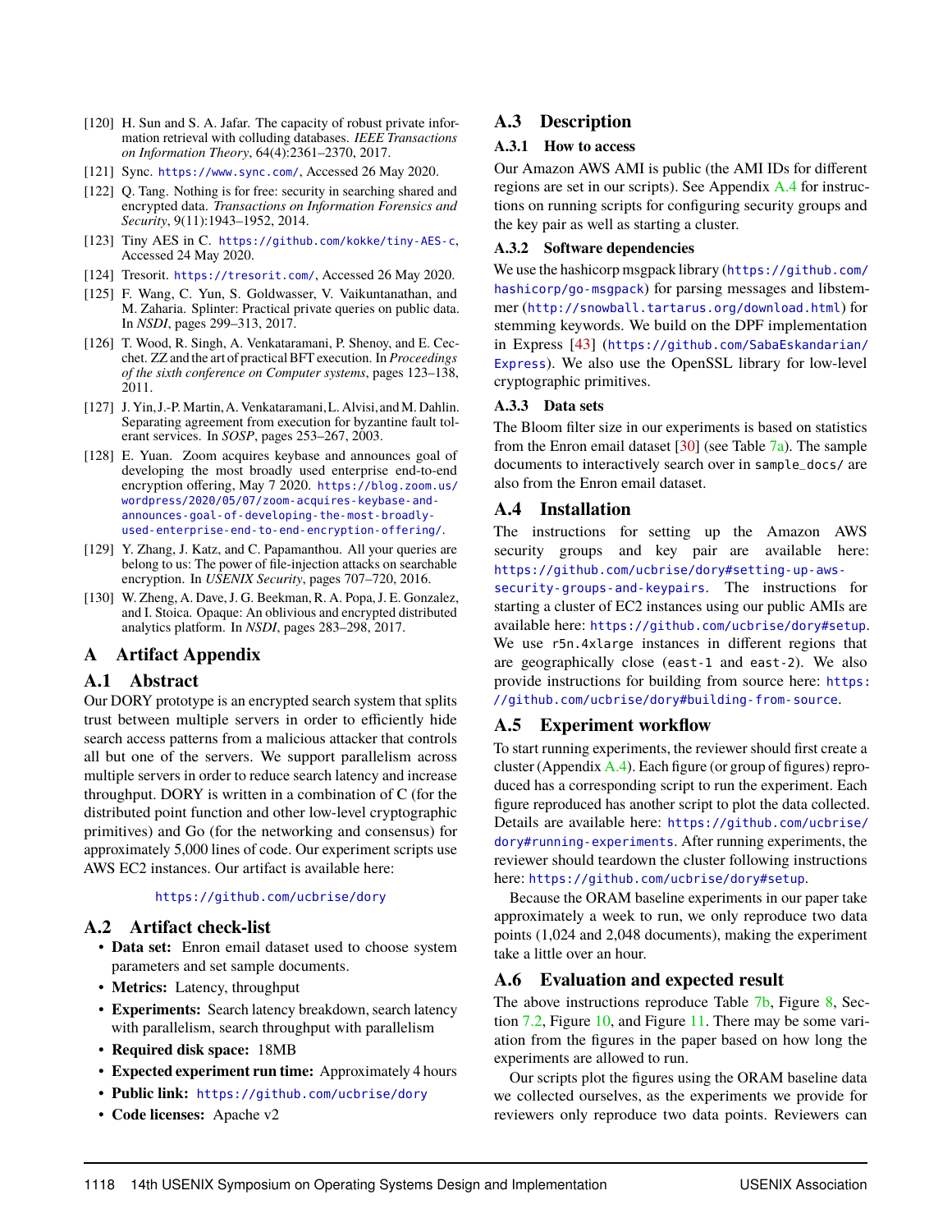[120] H. Sun and S. A. Jafar. The capacity of robust private information retrieval with colluding databases. *IEEE Transactions on Information Theory*, 64(4):2361–2370, 2017.

[121] Sync. https://www.sync.com/, Accessed 26 May 2020.

[122] Q. Tang. Nothing is for free: security in searching shared and encrypted data. *Transactions on Information Forensics and Security*, 9(11):1943–1952, 2014.

[123] Tiny AES in C. https://github.com/kokke/tiny-AES-c, Accessed 24 May 2020.

[124] Tresorit. https://tresorit.com/, Accessed 26 May 2020.

[125] F. Wang, C. Yun, S. Goldwasser, V. Vaikuntanathan, and M. Zaharia. Splinter: Practical private queries on public data. In *NSDI*, pages 299–313, 2017.

[126] T. Wood, R. Singh, A. Venkataramani, P. Shenoy, and E. Cecchet. ZZ and the art of practical BFT execution. In *Proceedings of the sixth conference on Computer systems*, pages 123–138, 2011.

[127] J. Yin, J.-P. Martin, A. Venkataramani, L. Alvisi, and M. Dahlin. Separating agreement from execution for byzantine fault tolerant services. In *SOSP*, pages 253–267, 2003.

[128] E. Yuan. Zoom acquires keybase and announces goal of developing the most broadly used enterprise end-to-end encryption offering, May 7 2020. https://blog.zoom.us/wordpress/2020/05/07/zoom-acquires-keybase-and-announces-goal-of-developing-the-most-broadly-used-enterprise-end-to-end-encryption-offering/.

[129] Y. Zhang, J. Katz, and C. Papamanthou. All your queries are belong to us: The power of file-injection attacks on searchable encryption. In *USENIX Security*, pages 707–720, 2016.

[130] W. Zheng, A. Dave, J. G. Beekman, R. A. Popa, J. E. Gonzalez, and I. Stoica. Opaque: An oblivious and encrypted distributed analytics platform. In *NSDI*, pages 283–298, 2017.

# A Artifact Appendix

## A.1 Abstract

Our DORY prototype is an encrypted search system that splits trust between multiple servers in order to efficiently hide search access patterns from a malicious attacker that controls all but one of the servers. We support parallelism across multiple servers in order to reduce search latency and increase throughput. DORY is written in a combination of C (for the distributed point function and other low-level cryptographic primitives) and Go (for the networking and consensus) for approximately 5,000 lines of code. Our experiment scripts use AWS EC2 instances. Our artifact is available here:

https://github.com/ucbrise/dory

## A.2 Artifact check-list

- **Data set:** Enron email dataset used to choose system parameters and set sample documents.
- **Metrics:** Latency, throughput
- **Experiments:** Search latency breakdown, search latency with parallelism, search throughput with parallelism
- **Required disk space:** 18MB
- **Expected experiment run time:** Approximately 4 hours
- **Public link:** https://github.com/ucbrise/dory
- **Code licenses:** Apache v2

## A.3 Description

### A.3.1 How to access

Our Amazon AWS AMI is public (the AMI IDs for different regions are set in our scripts). See Appendix A.4 for instructions on running scripts for configuring security groups and the key pair as well as starting a cluster.

### A.3.2 Software dependencies

We use the hashicorp msgpack library (https://github.com/hashicorp/go-msgpack) for parsing messages and libstemmer (http://snowball.tartarus.org/download.html) for stemming keywords. We build on the DPF implementation in Express [43] (https://github.com/SabaEskandarian/Express). We also use the OpenSSL library for low-level cryptographic primitives.

### A.3.3 Data sets

The Bloom filter size in our experiments is based on statistics from the Enron email dataset [30] (see Table 7a). The sample documents to interactively search over in `sample_docs/` are also from the Enron email dataset.

## A.4 Installation

The instructions for setting up the Amazon AWS security groups and key pair are available here: https://github.com/ucbrise/dory#setting-up-aws-security-groups-and-keypairs. The instructions for starting a cluster of EC2 instances using our public AMIs are available here: https://github.com/ucbrise/dory#setup. We use `r5n.4xlarge` instances in different regions that are geographically close (`east-1` and `east-2`). We also provide instructions for building from source here: https://github.com/ucbrise/dory#building-from-source.

## A.5 Experiment workflow

To start running experiments, the reviewer should first create a cluster (Appendix A.4). Each figure (or group of figures) reproduced has a corresponding script to run the experiment. Each figure reproduced has another script to plot the data collected. Details are available here: https://github.com/ucbrise/dory#running-experiments. After running experiments, the reviewer should teardown the cluster following instructions here: https://github.com/ucbrise/dory#setup.

Because the ORAM baseline experiments in our paper take approximately a week to run, we only reproduce two data points (1,024 and 2,048 documents), making the experiment take a little over an hour.

## A.6 Evaluation and expected result

The above instructions reproduce Table 7b, Figure 8, Section 7.2, Figure 10, and Figure 11. There may be some variation from the figures in the paper based on how long the experiments are allowed to run.

Our scripts plot the figures using the ORAM baseline data we collected ourselves, as the experiments we provide for reviewers only reproduce two data points. Reviewers can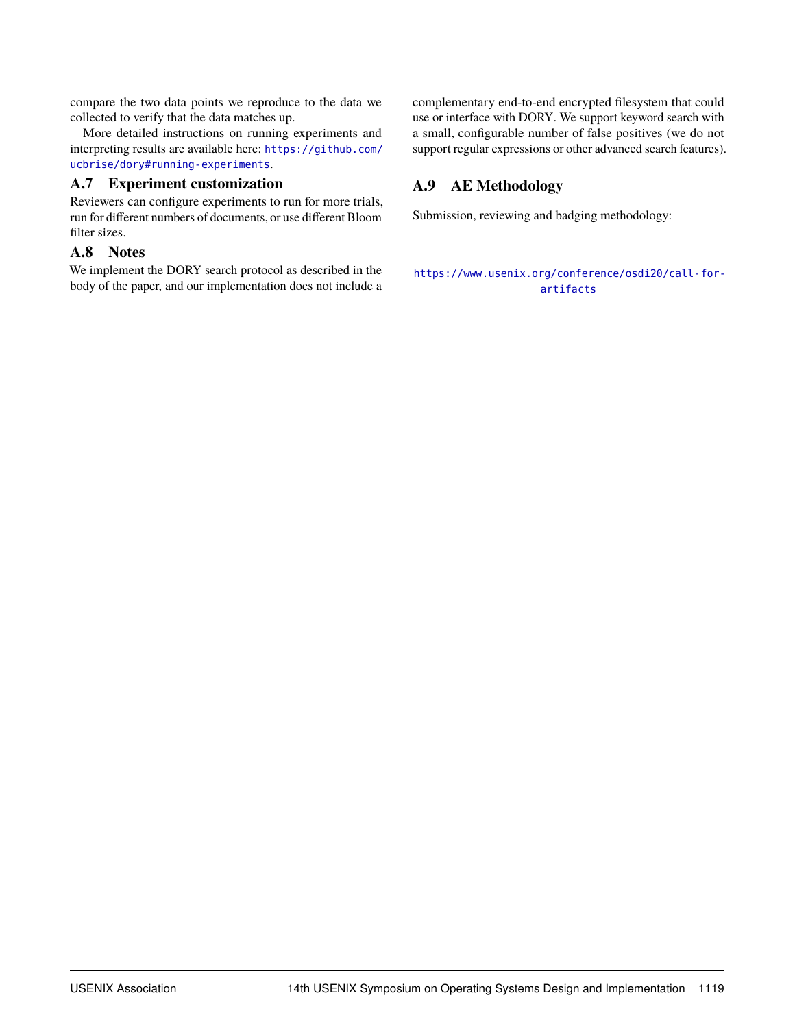compare the two data points we reproduce to the data we collected to verify that the data matches up.

More detailed instructions on running experiments and interpreting results are available here: https://github.com/ucbrise/dory#running-experiments.

### A.7 Experiment customization

Reviewers can configure experiments to run for more trials, run for different numbers of documents, or use different Bloom filter sizes.

### A.8 Notes

We implement the DORY search protocol as described in the body of the paper, and our implementation does not include a complementary end-to-end encrypted filesystem that could use or interface with DORY. We support keyword search with a small, configurable number of false positives (we do not support regular expressions or other advanced search features).

### A.9 AE Methodology

Submission, reviewing and badging methodology:

https://www.usenix.org/conference/osdi20/call-for-artifacts